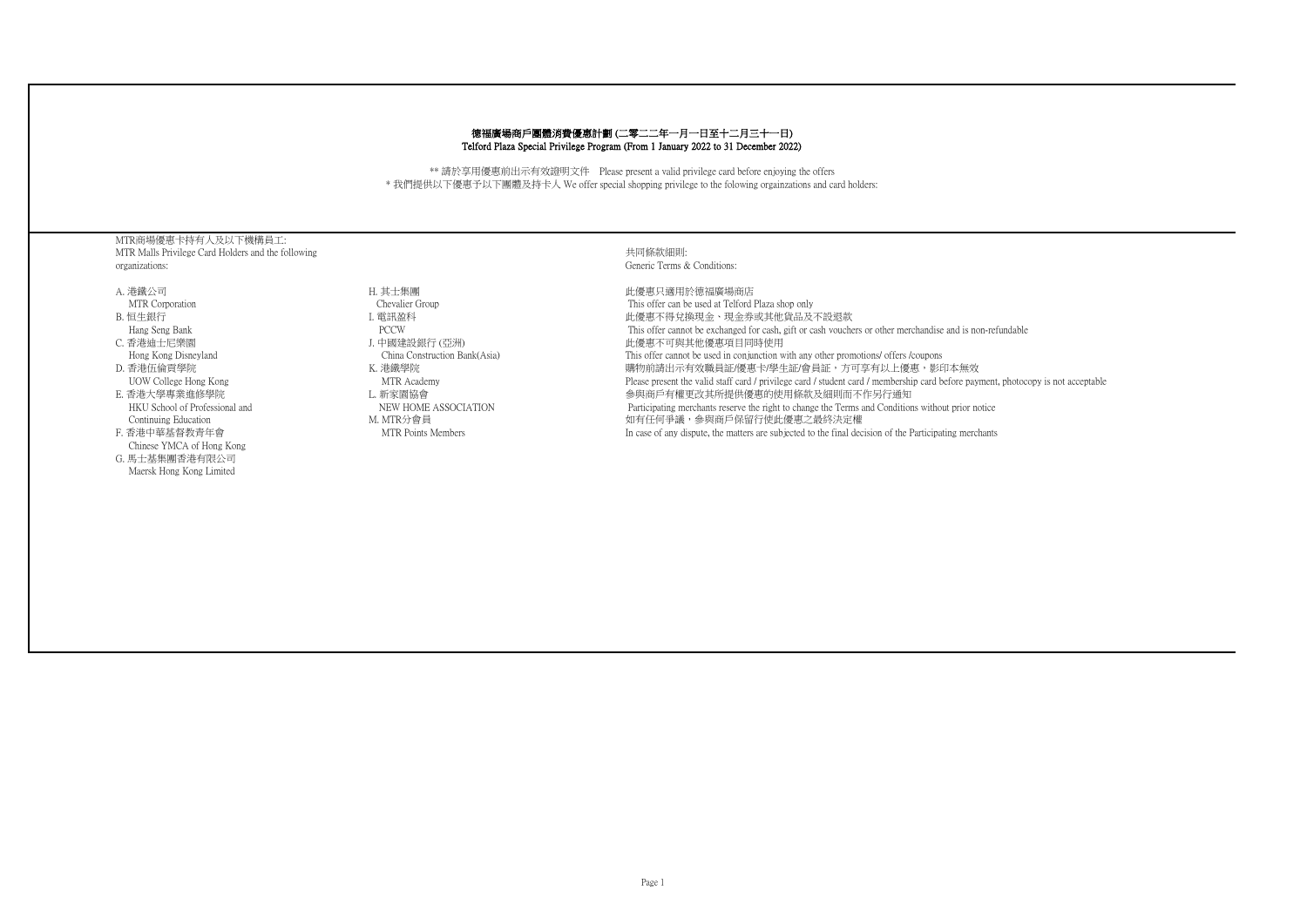# 德福廣場商戶團體消費優惠計劃 (二零二二年一月一日至十二月三十一日)
## Telford Plaza Special Privilege Program (From 1 January 2022 to 31 December 2022)

** 請於享用優惠前出示有效證明文件 Please present a valid privilege card before enjoying the offers

* 我們提供以下優惠予以下團體及持卡人 We offer special shopping privilege to the folowing orgainzations and card holders:

MTR商場優惠卡持有人及以下機構員工:
MTR Malls Privilege Card Holders and the following organizations:

A. 港鐵公司
MTR Corporation

B. 恒生銀行
Hang Seng Bank

C. 香港迪士尼樂園
Hong Kong Disneyland

D. 香港伍倫貢學院
UOW College Hong Kong

E. 香港大學專業進修學院
HKU School of Professional and Continuing Education

F. 香港中華基督教青年會
Chinese YMCA of Hong Kong

G. 馬士基集團香港有限公司
Maersk Hong Kong Limited

H. 其士集團
Chevalier Group

I. 電訊盈科
PCCW

J. 中國建設銀行 (亞洲)
China Construction Bank(Asia)

K. 港鐵學院
MTR Academy

L. 新家園協會
NEW HOME ASSOCIATION

M. MTR分會員
MTR Points Members

共同條款細則:
Generic Terms & Conditions:

此優惠只適用於德福廣場商店
This offer can be used at Telford Plaza shop only

此優惠不得兌換現金、現金券或其他貨品及不設退款
This offer cannot be exchanged for cash, gift or cash vouchers or other merchandise and is non-refundable

此優惠不可與其他優惠項目同時使用
This offer cannot be used in conjunction with any other promotions/ offers /coupons

購物前請出示有效職員証/優惠卡/學生証/會員証，方可享有以上優惠，影印本無效
Please present the valid staff card / privilege card / student card / membership card before payment, photocopy is not acceptable

參與商戶有權更改其所提供優惠的使用條款及細則而不作另行通知
Participating merchants reserve the right to change the Terms and Conditions without prior notice

如有任何爭議，參與商戶保留行使此優惠之最終決定權
In case of any dispute, the matters are subjected to the final decision of the Participating merchants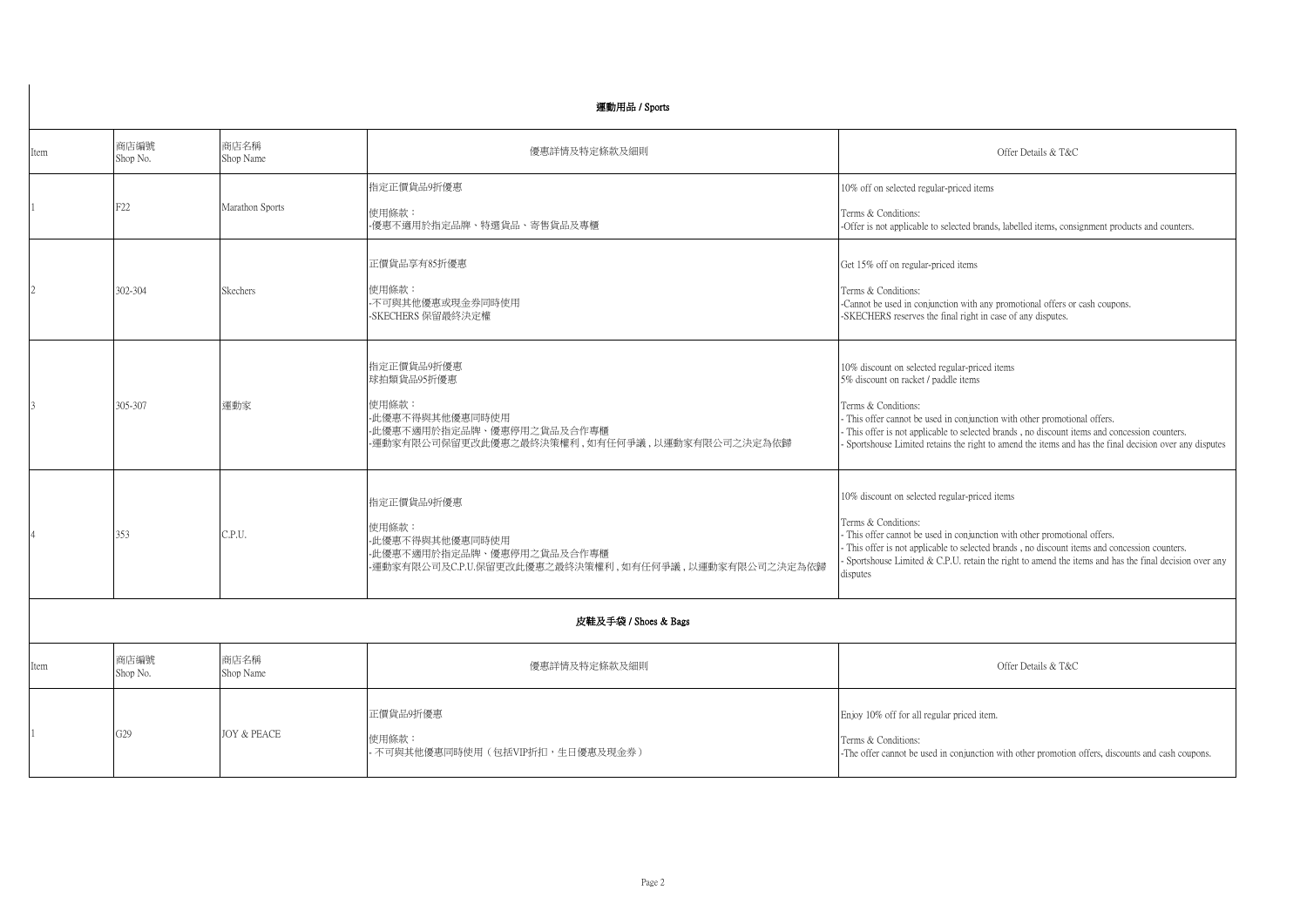## 運動用品 / Sports

| Item | 商店编號<br>Shop No. | 商店名稱<br>Shop Name | 優惠詳情及特定條款及細則 | Offer Details & T&C |
| --- | --- | --- | --- | --- |
| 1 | F22 | Marathon Sports | 指定正價貨品9折優惠<br><br>使用條款：<br>-優惠不適用於指定品牌、特選貨品、寄售貨品及專櫃 | 10% off on selected regular-priced items<br><br>Terms & Conditions:<br>-Offer is not applicable to selected brands, labelled items, consignment products and counters. |
| 2 | 302-304 | Skechers | 正價貨品享有85折優惠<br><br>使用條款：<br>-不可與其他優惠或現金券同時使用<br>-SKECHERS 保留最終決定權 | Get 15% off on regular-priced items<br><br>Terms & Conditions:<br>-Cannot be used in conjunction with any promotional offers or cash coupons.<br>-SKECHERS reserves the final right in case of any disputes. |
| 3 | 305-307 | 運動家 | 指定正價貨品9折優惠<br>球拍類貨品95折優惠<br><br>使用條款：<br>-此優惠不得與其他優惠同時使用<br>-此優惠不適用於指定品牌、優惠停用之貨品及合作專櫃<br>-運動家有限公司保留更改此優惠之最終決策權利，如有任何爭議，以運動家有限公司之決定為依歸 | 10% discount on selected regular-priced items<br>5% discount on racket / paddle items<br><br>Terms & Conditions:<br>- This offer cannot be used in conjunction with other promotional offers.<br>- This offer is not applicable to selected brands , no discount items and concession counters.<br>- Sportshouse Limited retains the right to amend the items and has the final decision over any disputes |
| 4 | 353 | C.P.U. | 指定正價貨品9折優惠<br><br>使用條款：<br>-此優惠不得與其他優惠同時使用<br>-此優惠不適用於指定品牌、優惠停用之貨品及合作專櫃<br>-運動家有限公司及C.P.U.保留更改此優惠之最終決策權利，如有任何爭議，以運動家有限公司之決定為依歸 | 10% discount on selected regular-priced items<br><br>Terms & Conditions:<br>- This offer cannot be used in conjunction with other promotional offers.<br>- This offer is not applicable to selected brands , no discount items and concession counters.<br>- Sportshouse Limited & C.P.U. retain the right to amend the items and has the final decision over any disputes |

## 皮鞋及手袋 / Shoes & Bags

| Item | 商店编號<br>Shop No. | 商店名稱<br>Shop Name | 優惠詳情及特定條款及細則 | Offer Details & T&C |
| --- | --- | --- | --- | --- |
| 1 | G29 | JOY & PEACE | 正價貨品9折優惠<br><br>使用條款：<br>- 不可與其他優惠同時使用（包括VIP折扣，生日優惠及現金券） | Enjoy 10% off for all regular priced item.<br><br>Terms & Conditions:<br>-The offer cannot be used in conjunction with other promotion offers, discounts and cash coupons. |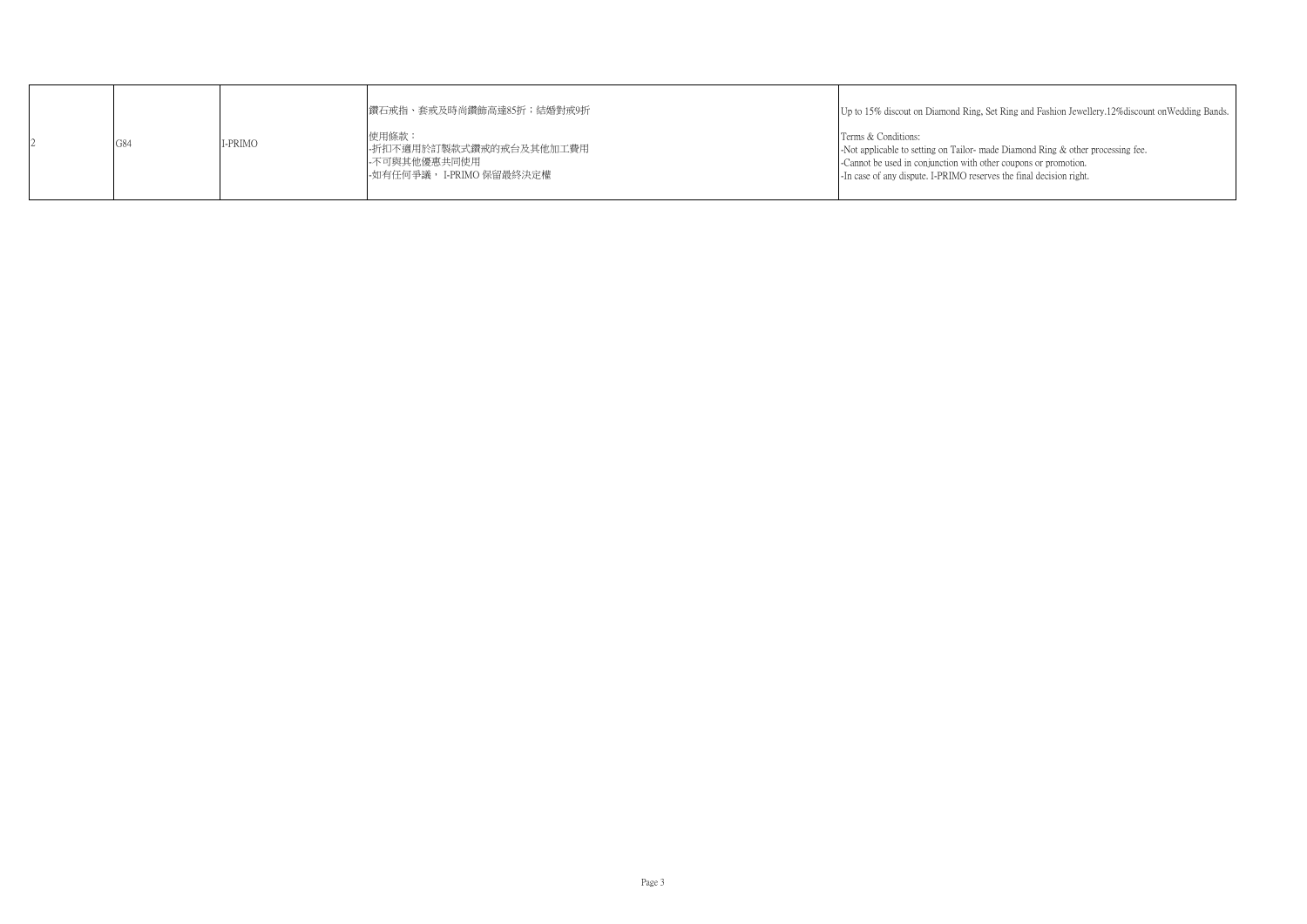| | | | | |
|---|---|---|---|---|
| 2 | G84 | I-PRIMO | 鑽石戒指、套戒及時尚鑽飾高達85折；結婚對戒9折<br><br>使用條款：<br>-折扣不適用於訂製款式鑽戒的戒台及其他加工費用<br>-不可與其他優惠共同使用<br>-如有任何爭議， I-PRIMO 保留最終決定權 | Up to 15% discout on Diamond Ring, Set Ring and Fashion Jewellery.12%discount onWedding Bands.<br><br>Terms & Conditions:<br>-Not applicable to setting on Tailor- made Diamond Ring & other processing fee.<br>-Cannot be used in conjunction with other coupons or promotion.<br>-In case of any dispute. I-PRIMO reserves the final decision right. |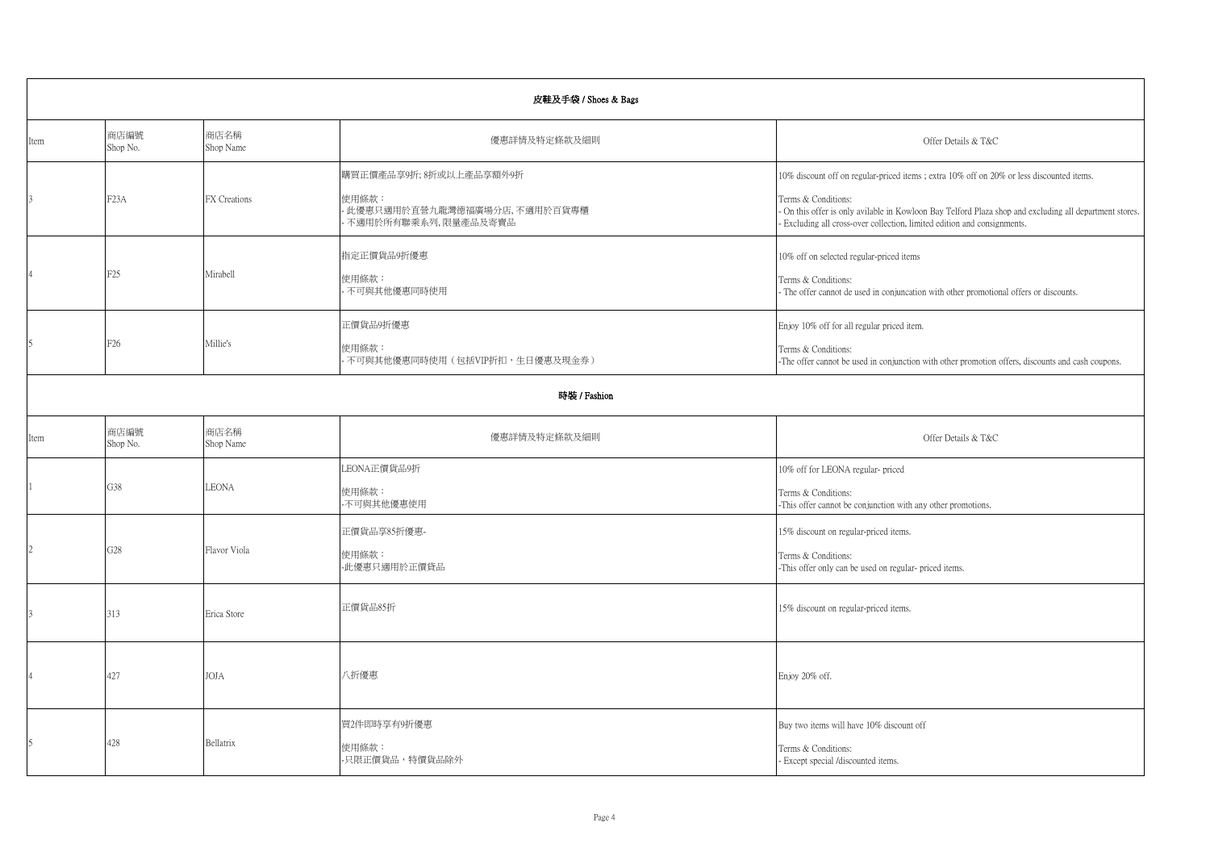## 皮鞋及手袋 / Shoes & Bags

| Item | 商店編號<br>Shop No. | 商店名稱<br>Shop Name | 優惠詳情及特定條款及細則 | Offer Details & T&C |
|---|---|---|---|---|
| 3 | F23A | FX Creations | 購買正價產品享9折; 8折或以上產品享額外9折<br><br>使用條款：<br>- 此優惠只適用於直營九龍灣德福廣場分店, 不適用於百貨專櫃<br>- 不適用於所有聯乘系列, 限量產品及寄賣品 | 10% discount off on regular-priced items ; extra 10% off on 20% or less discounted items.<br><br>Terms & Conditions:<br>- On this offer is only avilable in Kowloon Bay Telford Plaza shop and excluding all department stores.<br>- Excluding all cross-over collection, limited edition and consignments. |
| 4 | F25 | Mirabell | 指定正價貨品9折優惠<br><br>使用條款：<br>- 不可與其他優惠同時使用 | 10% off on selected regular-priced items<br><br>Terms & Conditions:<br>- The offer cannot de used in conjuncation with other promotional offers or discounts. |
| 5 | F26 | Millie's | 正價貨品9折優惠<br><br>使用條款：<br>- 不可與其他優惠同時使用（包括VIP折扣，生日優惠及現金券） | Enjoy 10% off for all regular priced item.<br><br>Terms & Conditions:<br>-The offer cannot be used in conjunction with other promotion offers, discounts and cash coupons. |

## 時裝 / Fashion

| Item | 商店編號<br>Shop No. | 商店名稱<br>Shop Name | 優惠詳情及特定條款及細則 | Offer Details & T&C |
|---|---|---|---|---|
| 1 | G38 | LEONA | LEONA正價貨品9折<br><br>使用條款：<br>-不可與其他優惠使用 | 10% off for LEONA regular- priced<br><br>Terms & Conditions:<br>-This offer cannot be conjunction with any other promotions. |
| 2 | G28 | Flavor Viola | 正價貨品享85折優惠-<br><br>使用條款：<br>-此優惠只適用於正價貨品 | 15% discount on regular-priced items.<br><br>Terms & Conditions:<br>-This offer only can be used on regular- priced items. |
| 3 | 313 | Erica Store | 正價貨品85折 | 15% discount on regular-priced items. |
| 4 | 427 | JOJA | 八折優惠 | Enjoy 20% off. |
| 5 | 428 | Bellatrix | 買2件即時享有9折優惠<br><br>使用條款：<br>-只限正價貨品，特價貨品除外 | Buy two items will have 10% discount off<br><br>Terms & Conditions:<br>- Except special /discounted items. |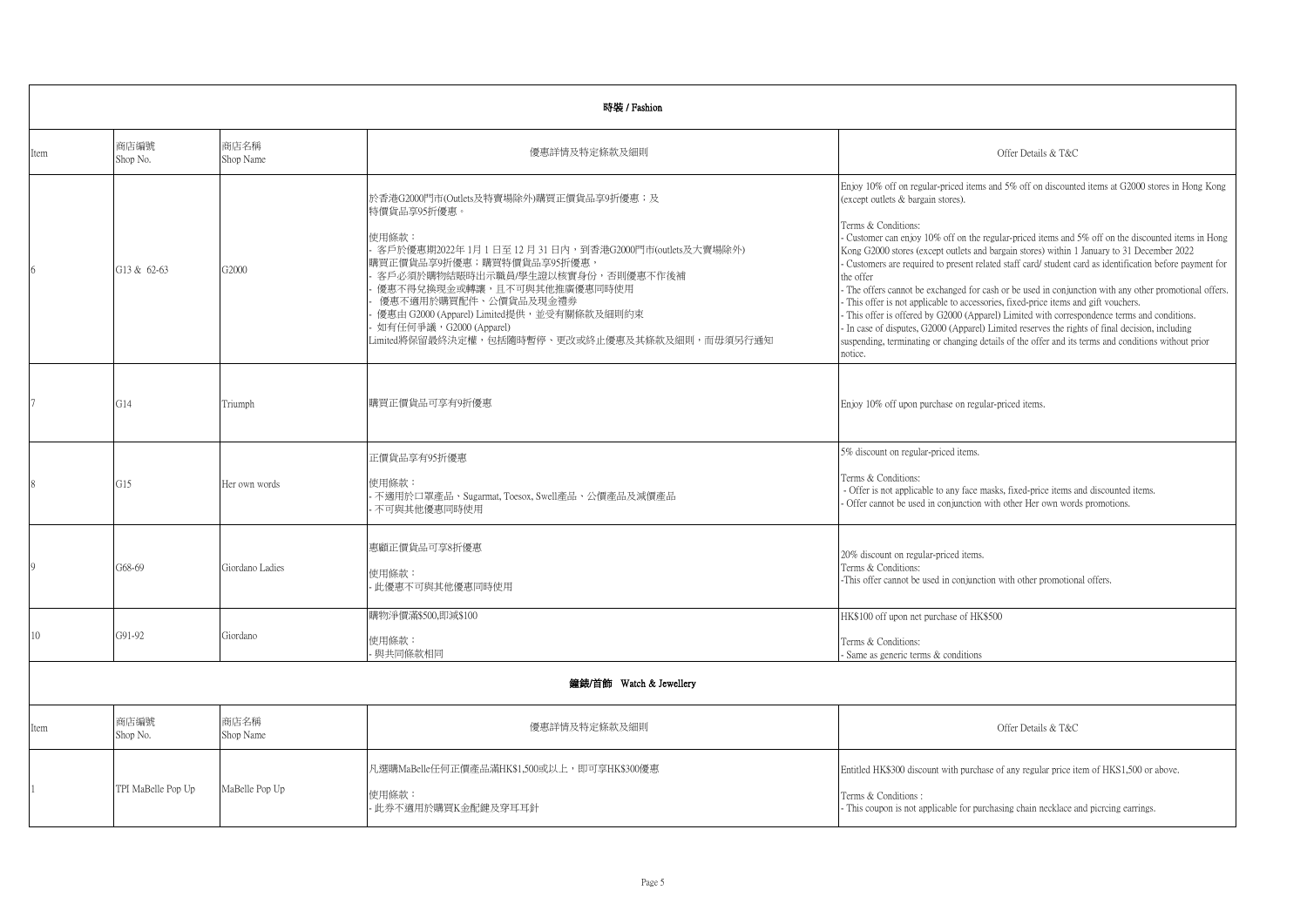## 時裝 / Fashion

| Item | 商店編號 Shop No. | 商店名稱 Shop Name | 優惠詳情及特定條款及細則 | Offer Details & T&C |
|---|---|---|---|---|
| 6 | G13 & 62-63 | G2000 | 於香港G2000門市(Outlets及特賣場除外)購買正價貨品享9折優惠；及特價貨品享95折優惠。<br><br>使用條款：<br>- 客戶於優惠期2022年 1月 1 日至 12 月 31 日內，到香港G2000門市(outlets及大賣場除外)購買正價貨品享9折優惠；購買特價貨品享95折優惠，<br>- 客戶必須於購物結賬時出示職員/學生證以核實身份，否則優惠不作後補<br>- 優惠不得兌換現金或轉讓，且不可與其他推廣優惠同時使用<br>- 優惠不適用於購買配件、公價貨品及現金禮券<br>- 優惠由 G2000 (Apparel) Limited提供，並受有關條款及細則約束<br>- 如有任何爭議，G2000 (Apparel) Limited將保留最終決定權，包括隨時暫停、更改或終止優惠及其條款及細則，而毋須另行通知 | Enjoy 10% off on regular-priced items and 5% off on discounted items at G2000 stores in Hong Kong (except outlets & bargain stores).<br><br>Terms & Conditions:<br>- Customer can enjoy 10% off on the regular-priced items and 5% off on the discounted items in Hong Kong G2000 stores (except outlets and bargain stores) within 1 January to 31 December 2022<br>- Customers are required to present related staff card/ student card as identification before payment for the offer<br>- The offers cannot be exchanged for cash or be used in conjunction with any other promotional offers.<br>- This offer is not applicable to accessories, fixed-price items and gift vouchers.<br>- This offer is offered by G2000 (Apparel) Limited with correspondence terms and conditions.<br>- In case of disputes, G2000 (Apparel) Limited reserves the rights of final decision, including suspending, terminating or changing details of the offer and its terms and conditions without prior notice. |
| 7 | G14 | Triumph | 購買正價貨品可享有9折優惠 | Enjoy 10% off upon purchase on regular-priced items. |
| 8 | G15 | Her own words | 正價貨品享有95折優惠<br><br>使用條款：<br>- 不適用於口罩產品、Sugarmat, Toesox, Swell產品、公價產品及減價產品<br>- 不可與其他優惠同時使用 | 5% discount on regular-priced items.<br><br>Terms & Conditions:<br>- Offer is not applicable to any face masks, fixed-price items and discounted items.<br>- Offer cannot be used in conjunction with other Her own words promotions. |
| 9 | G68-69 | Giordano Ladies | 惠顧正價貨品可享8折優惠<br><br>使用條款：<br>- 此優惠不可與其他優惠同時使用 | 20% discount on regular-priced items.<br>Terms & Conditions:<br>-This offer cannot be used in conjunction with other promotional offers. |
| 10 | G91-92 | Giordano | 購物淨價滿$500,即減$100<br><br>使用條款：<br>- 與共同條款相同 | HK$100 off upon net purchase of HK$500<br><br>Terms & Conditions:<br>- Same as generic terms & conditions |

## 鐘錶/首飾 Watch & Jewellery

| Item | 商店編號 Shop No. | 商店名稱 Shop Name | 優惠詳情及特定條款及細則 | Offer Details & T&C |
|---|---|---|---|---|
| 1 | TPI MaBelle Pop Up | MaBelle Pop Up | 凡選購MaBelle任何正價產品滿HK$1,500或以上，即可享HK$300優惠<br><br>使用條款：<br>- 此券不適用於購買K金配鏈及穿耳耳針 | Entitled HK$300 discount with purchase of any regular price item of HK$1,500 or above.<br><br>Terms & Conditions :<br>- This coupon is not applicable for purchasing chain necklace and piercing earrings. |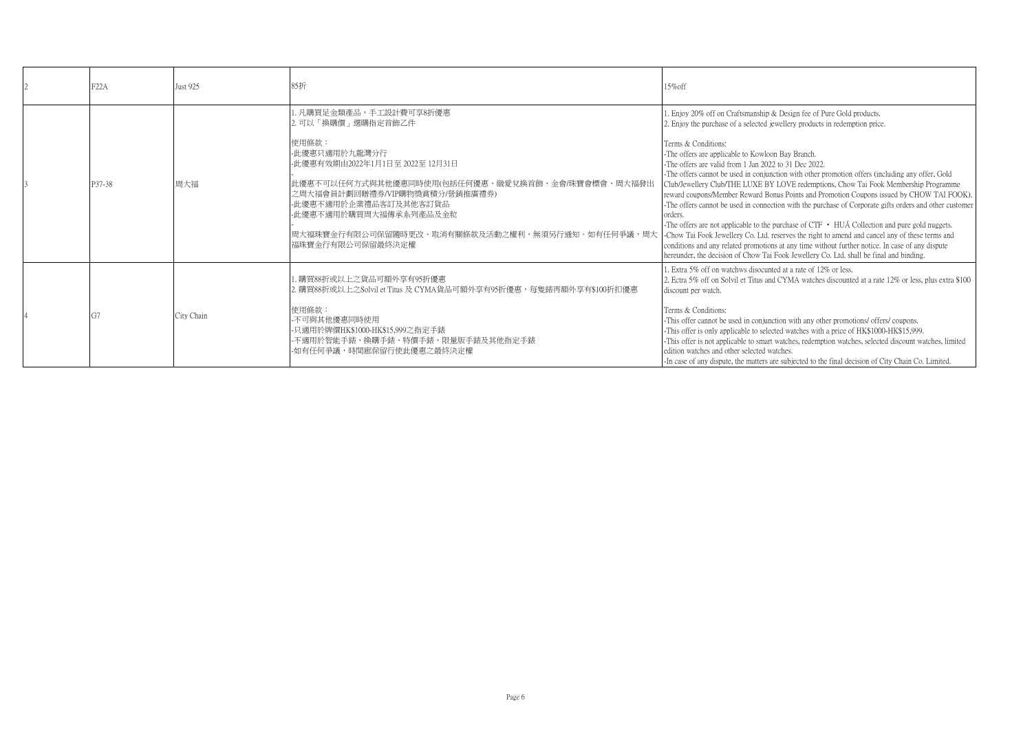| 2 | F22A | Just 925 | 85折 | 15%off |
|---|---|---|---|---|
| 3 | P37-38 | 周大福 | 1. 凡購買足金類產品，手工設計費可享8折優惠<br>2. 可以「換購價」選購指定首飾乙件<br><br>使用條款：<br>-此優惠只適用於九龍灣分行<br>-此優惠有效期由2022年1月1日至 2022至 12月31日<br>-<br>此優惠不可以任何方式與其他優惠同時使用(包括任何優惠、緻愛兌換首飾、金會/珠寶會標會、周大福發出之周大福會員計劃回贈禮券/VIP購物獎賞積分/營銷推廣禮券)<br>-此優惠不適用於企業禮品客訂及其他客訂貨品<br>-此優惠不適用於購買周大福傳承系列產品及金粒<br>-<br>周大福珠寶金行有限公司保留隨時更改、取消有關條款及活動之權利，無須另行通知。如有任何爭議，周大福珠寶金行有限公司保留最終決定權 | 1. Enjoy 20% off on Craftsmanship & Design fee of Pure Gold products.<br>2. Enjoy the purchase of a selected jewellery products in redemption price.<br><br>Terms & Conditions:<br>-The offers are applicable to Kowloon Bay Branch.<br>-The offers are valid from 1 Jan 2022 to 31 Dec 2022.<br>-The offers cannot be used in conjunction with other promotion offers (including any offer, Gold Club/Jewellery Club/THE LUXE BY LOVE redemptions, Chow Tai Fook Membership Programme reward coupons/Member Reward Bonus Points and Promotion Coupons issued by CHOW TAI FOOK).<br>-The offers cannot be used in connection with the purchase of Corporate gifts orders and other customer orders.<br>-The offers are not applicable to the purchase of CTF • HUÁ Collection and pure gold nuggets.<br>-Chow Tai Fook Jewellery Co. Ltd. reserves the right to amend and cancel any of these terms and conditions and any related promotions at any time without further notice. In case of any dispute hereunder, the decision of Chow Tai Fook Jewellery Co. Ltd. shall be final and binding. |
| 4 | G7 | City Chain | 1. 購買88折或以上之貨品可額外享有95折優惠<br>2. 購買88折或以上之Solvil et Titus 及 CYMA貨品可額外享有95折優惠，每隻錶再額外享有$100折扣優惠<br><br>使用條款：<br>-不可與其他優惠同時使用<br>-只適用於牌價HK$1000-HK$15,999之指定手錶<br>-不適用於智能手錶、換購手錶、特價手錶、限量版手錶及其他指定手錶<br>-如有任何爭議，時間廊保留行使此優惠之最終決定權 | 1. Extra 5% off on watchws disocunted at a rate of 12% or less.<br>2. Ectra 5% off on Solvil et Titus and CYMA watches discounted at a rate 12% or less, plus extra $100 discount per watch.<br><br>Terms & Conditions:<br>-This offer cannot be used in conjunction with any other promotions/ offers/ coupons.<br>-This offer is only applicable to selected watches with a price of HK$1000-HK$15,999.<br>-This offer is not applicable to smart watches, redemption watches, selected discount watches, limited edition watches and other selected watches.<br>-In case of any dispute, the matters are subjected to the final decision of City Chain Co. Limited. |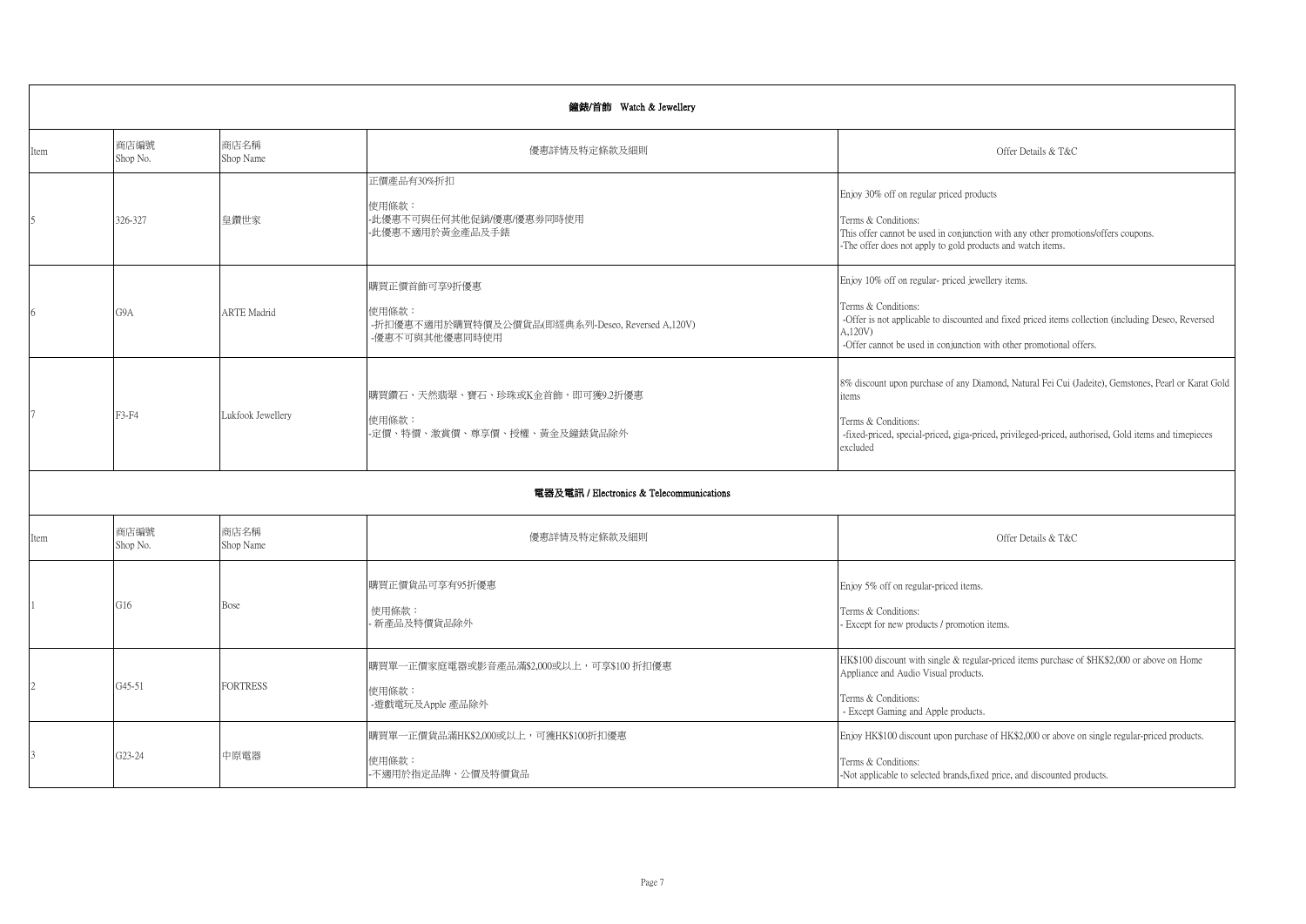## 鐘錶/首飾 Watch & Jewellery

| Item | 商店編號 Shop No. | 商店名稱 Shop Name | 優惠詳情及特定條款及細則 | Offer Details & T&C |
| --- | --- | --- | --- | --- |
| 5 | 326-327 | 皇鑽世家 | 正價產品有30%折扣<br><br>使用條款：<br>-此優惠不可與任何其他促銷/優惠/優惠券同時使用<br>-此優惠不適用於黃金產品及手錶 | Enjoy 30% off on regular priced products<br><br>Terms & Conditions:<br>This offer cannot be used in conjunction with any other promotions/offers coupons.<br>-The offer does not apply to gold products and watch items. |
| 6 | G9A | ARTE Madrid | 購買正價首飾可享9折優惠<br><br>使用條款：<br>-折扣優惠不適用於購買特價及公價貨品(即經典系列-Deseo, Reversed A,120V)<br>-優惠不可與其他優惠同時使用 | Enjoy 10% off on regular- priced jewellery items.<br><br>Terms & Conditions:<br>-Offer is not applicable to discounted and fixed priced items collection (including Deseo, Reversed A,120V)<br>-Offer cannot be used in conjunction with other promotional offers. |
| 7 | F3-F4 | Lukfook Jewellery | 購買鑽石、天然翡翠、寶石、珍珠或K金首飾，即可獲9.2折優惠<br><br>使用條款：<br>-定價、特價、激賞價、尊享價、授權、黃金及鐘錶貨品除外 | 8% discount upon purchase of any Diamond, Natural Fei Cui (Jadeite), Gemstones, Pearl or Karat Gold items<br><br>Terms & Conditions:<br>-fixed-priced, special-priced, giga-priced, privileged-priced, authorised, Gold items and timepieces excluded |

## 電器及電訊 / Electronics & Telecommunications

| Item | 商店編號 Shop No. | 商店名稱 Shop Name | 優惠詳情及特定條款及細則 | Offer Details & T&C |
| --- | --- | --- | --- | --- |
| 1 | G16 | Bose | 購買正價貨品可享有95折優惠<br><br>使用條款：<br>- 新產品及特價貨品除外 | Enjoy 5% off on regular-priced items.<br><br>Terms & Conditions:<br>- Except for new products / promotion items. |
| 2 | G45-51 | FORTRESS | 購買單一正價家庭電器或影音產品滿$2,000或以上，可享$100 折扣優惠<br><br>使用條款：<br>-遊戲電玩及Apple 產品除外 | HK$100 discount with single & regular-priced items purchase of $HK$2,000 or above on Home Appliance and Audio Visual products.<br><br>Terms & Conditions:<br>- Except Gaming and Apple products. |
| 3 | G23-24 | 中原電器 | 購買單一正價貨品滿HK$2,000或以上，可獲HK$100折扣優惠<br><br>使用條款：<br>-不適用於指定品牌、公價及特價貨品 | Enjoy HK$100 discount upon purchase of HK$2,000 or above on single regular-priced products.<br><br>Terms & Conditions:<br>-Not applicable to selected brands,fixed price, and discounted products. |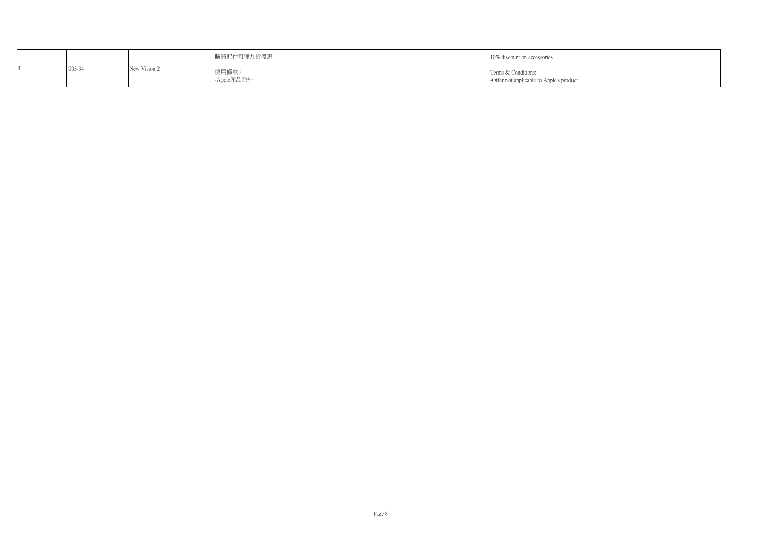| 4 | G93-94 | New Vision 2 | 購買配件可獲九折優惠<br><br>使用條款：<br>-Apple產品除外 | 10% discount on accessories<br><br>Terms & Conditions:<br>-Offer not applicable to Apple's product |
|---|---|---|---|---|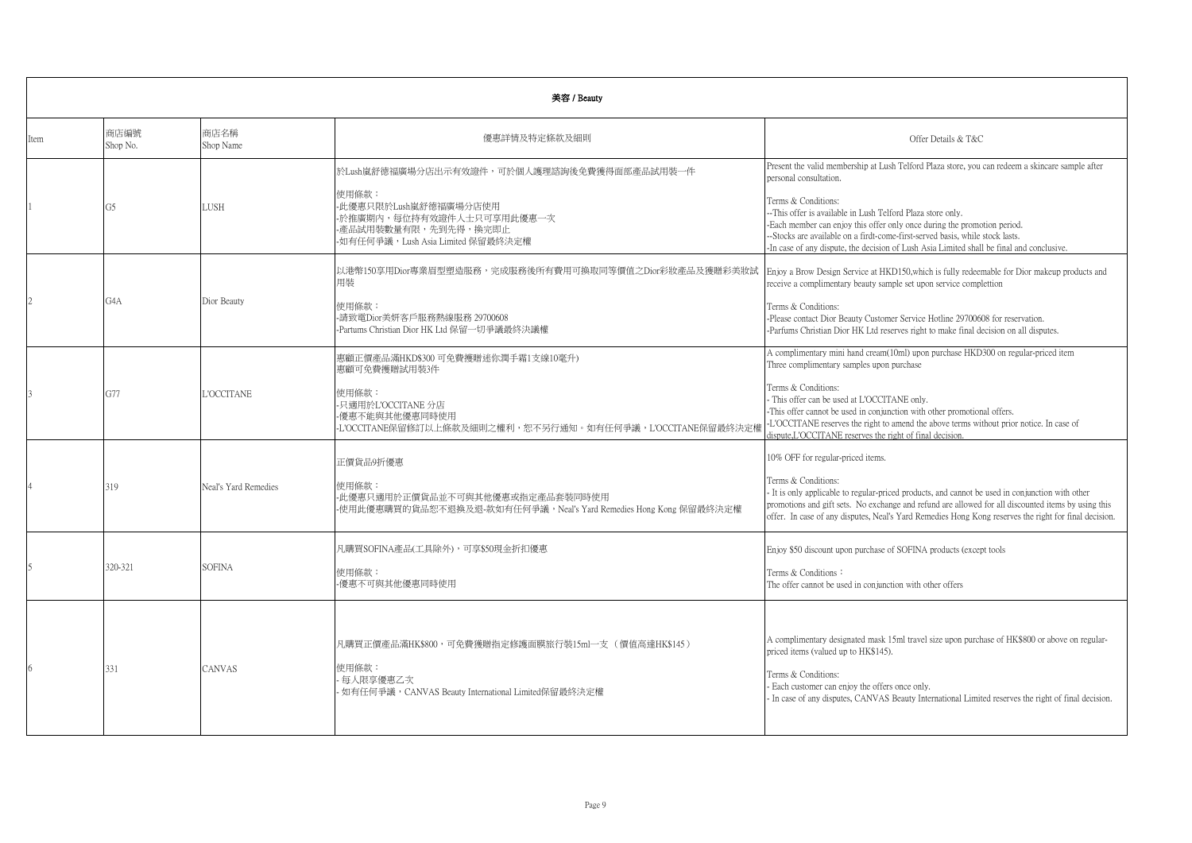| 美容 / Beauty | | | | |
|---|---|---|---|---|
| Item | 商店编號 Shop No. | 商店名稱 Shop Name | 優惠詳情及特定條款及細則 | Offer Details & T&C |
| 1 | G5 | LUSH | 於Lush嵐舒德福廣場分店出示有效證件，可於個人護理諮詢後免費獲得面部產品試用裝一件<br><br>使用條款：<br>-此優惠只限於Lush嵐舒德福廣場分店使用<br>-於推廣期內，每位持有效證件人士只可享用此優惠一次<br>-產品試用裝數量有限，先到先得，換完即止<br>-如有任何爭議，Lush Asia Limited 保留最終決定權 | Present the valid membership at Lush Telford Plaza store, you can redeem a skincare sample after personal consultation.<br><br>Terms & Conditions:<br>--This offer is available in Lush Telford Plaza store only.<br>-Each member can enjoy this offer only once during the promotion period.<br>--Stocks are available on a firdt-come-first-served basis, while stock lasts.<br>-In case of any dispute, the decision of Lush Asia Limited shall be final and conclusive. |
| 2 | G4A | Dior Beauty | 以港幣150享用Dior專業眉型塑造服務，完成服務後所有費用可換取同等價值之Dior彩妝產品及獲贈彩美妝試用裝<br><br>使用條款：<br>-請致電Dior美妍客戶服務熱線服務 29700608<br>-Partums Christian Dior HK Ltd 保留一切爭議最終決議權 | Enjoy a Brow Design Service at HKD150,which is fully redeemable for Dior makeup products and receive a complimentary beauty sample set upon service complettion<br><br>Terms & Conditions:<br>-Please contact Dior Beauty Customer Service Hotline 29700608 for reservation.<br>-Parfums Christian Dior HK Ltd reserves right to make final decision on all disputes. |
| 3 | G77 | L'OCCITANE | 惠顧正價產品滿HKD$300 可免費獲贈迷你潤手霜1支綫10毫升)<br>惠顧可免費獲贈試用裝3件<br><br>使用條款：<br>-只適用於L'OCCITANE 分店<br>-優惠不能與其他優惠同時使用<br>-L'OCCITANE保留修訂以上條款及細則之權利，恕不另行通知。如有任何爭議，L'OCCITANE保留最終決定權 | A complimentary mini hand cream(10ml) upon purchase HKD300 on regular-priced item<br>Three complimentary samples upon purchase<br><br>Terms & Conditions:<br>- This offer can be used at L'OCCITANE only.<br>-This offer cannot be used in conjunction with other promotional offers.<br>-L'OCCITANE reserves the right to amend the above terms without prior notice. In case of dispute,L'OCCITANE reserves the right of final decision. |
| 4 | 319 | Neal's Yard Remedies | 正價貨品9折優惠<br><br>使用條款：<br>-此優惠只適用於正價貨品並不可與其他優惠或指定產品套裝同時使用<br>-使用此優惠購買的貨品恕不退換及退-款如有任何爭議，Neal's Yard Remedies Hong Kong 保留最終決定權 | 10% OFF for regular-priced items.<br><br>Terms & Conditions:<br>- It is only applicable to regular-priced products, and cannot be used in conjunction with other promotions and gift sets. No exchange and refund are allowed for all discounted items by using this offer. In case of any disputes, Neal's Yard Remedies Hong Kong reserves the right for final decision. |
| 5 | 320-321 | SOFINA | 凡購買SOFINA產品(工具除外)，可享$50現金折扣優惠<br><br>使用條款：<br>-優惠不可與其他優惠同時使用 | Enjoy $50 discount upon purchase of SOFINA products (except tools<br><br>Terms & Conditions：<br>The offer cannot be used in conjunction with other offers |
| 6 | 331 | CANVAS | 凡購買正價產品滿HK$800，可免費獲贈指定修護面膜旅行裝15ml一支 （價值高達HK$145）<br><br>使用條款：<br>- 每人限享優惠乙次<br>- 如有任何爭議，CANVAS Beauty International Limited保留最終決定權 | A complimentary designated mask 15ml travel size upon purchase of HK$800 or above on regular-priced items (valued up to HK$145).<br><br>Terms & Conditions:<br>- Each customer can enjoy the offers once only.<br>- In case of any disputes, CANVAS Beauty International Limited reserves the right of final decision. |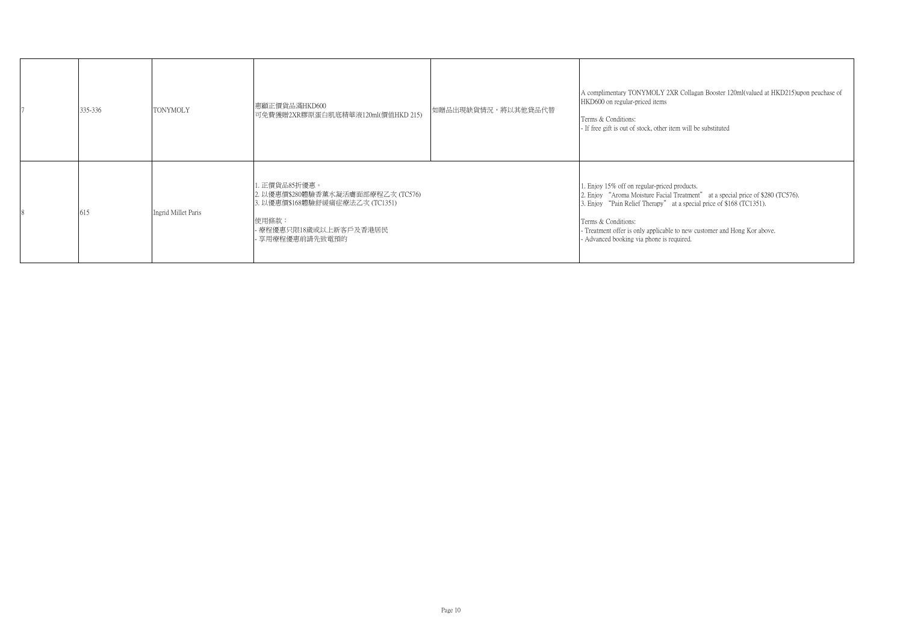| 7 | 335-336 | TONYMOLY | 惠顧正價貨品滿HKD600<br>可免費獲贈2XR膠原蛋白肌底精華液120ml(價值HKD 215) | 如贈品出現缺貨情況，將以其他貨品代替 | A complimentary TONYMOLY 2XR Collagan Booster 120ml(valued at HKD215)upon peuchase of HKD600 on regular-priced items<br><br>Terms & Conditions:<br>- If free gift is out of stock, other item will be substituted |
|---|---|---|---|---|---|
| 8 | 615 | Ingrid Millet Paris | 1. 正價貨品85折優惠。<br>2. 以優惠價$280體驗香薰水凝活膚面部療程乙次 (TC576)<br>3. 以優惠價$168體驗舒緩痛症療法乙次 (TC1351)<br><br>使用條款：<br>- 療程優惠只限18歲或以上新客戶及香港居民<br>- 享用療程優惠前請先致電預約 | | 1. Enjoy 15% off on regular-priced products.<br>2. Enjoy "Aroma Moisture Facial Treatment" at a special price of $280 (TC576).<br>3. Enjoy "Pain Relief Therapy" at a special price of $168 (TC1351).<br><br>Terms & Conditions:<br>- Treatment offer is only applicable to new customer and Hong Kor above.<br>- Advanced booking via phone is required. |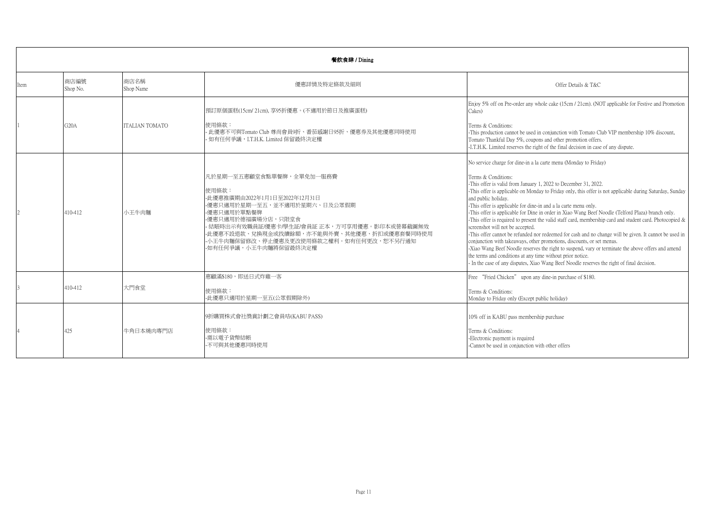| 餐飲食肆 / Dining | | | | |
|---|---|---|---|---|
| Item | 商店編號<br>Shop No. | 商店名稱<br>Shop Name | 優惠詳情及特定條款及細則 | Offer Details & T&C |
| 1 | G20A | ITALIAN TOMATO | 預訂原個蛋糕(15cm/ 21cm), 享95折優惠。(不適用於節日及推廣蛋糕)<br><br>使用條款：<br>- 此優惠不可與Tomato Club 尊尚會員9折、番茄感謝日95折、優惠券及其他優惠同時使用<br>- 如有任何爭議，I.T.H.K. Limited 保留最終決定權 | Enjoy 5% off on Pre-order any whole cake (15cm / 21cm). (NOT applicable for Festive and Promotion Cakes)<br><br>Terms & Conditions:<br>-This production cannot be used in conjunction with Tomato Club VIP membership 10% discount, Tomato Thankful Day 5%, coupons and other promotion offers.<br>-I.T.H.K. Limited reserves the right of the final decision in case of any dispute. |
| 2 | 410-412 | 小王牛肉麵 | 凡於星期一至五惠顧堂食點單餐牌，全單免加一服務費<br><br>使用條款：<br>-此優惠推廣期由2022年1月1日至2022年12月31日<br>-優惠只適用於星期一至五，並不適用於星期六、日及公眾假期<br>-優惠只適用於單點餐牌<br>-優惠只適用於德福廣場分店，只限堂食<br>- 結賬時出示有效職員証/優惠卡/學生証/會員証 正本，方可享用優惠。影印本或螢幕截圖無效<br>-此優惠不設退款、兌換現金或找續餘額，亦不能與外賣、其他優惠、折扣或優惠套餐同時使用<br>-小王牛肉麵保留修改、停止優惠及更改使用條款之權利。如有任何更改，恕不另行通知<br>-如有任何爭議，小王牛肉麵將保留最終決定權 | No service charge for dine-in a la carte menu (Monday to Friday)<br><br>Terms & Conditions:<br>-This offer is valid from January 1, 2022 to December 31, 2022.<br>-This offer is applicable on Monday to Friday only, this offer is not applicable during Saturday, Sunday and public holiday.<br>-This offer is applicable for dine-in and a la carte menu only.<br>-This offer is applicable for Dine in order in Xiao Wang Beef Noodle (Telford Plaza) branch only.<br>-This offer is required to present the valid staff card, membership card and student card. Photocopied & screenshot will not be accepted.<br>-This offer cannot be refunded nor redeemed for cash and no change will be given. It cannot be used in conjunction with takeaways, other promotions, discounts, or set menus.<br>-Xiao Wang Beef Noodle reserves the right to suspend, vary or terminate the above offers and amend the terms and conditions at any time without prior notice.<br>- In the case of any disputes, Xiao Wang Beef Noodle reserves the right of final decision. |
| 3 | 410-412 | 大門食堂 | 惠顧滿$180，即送日式炸雞一客<br><br>使用條款：<br>-此優惠只適用於星期一至五(公眾假期除外) | Free "Fried Chicken" upon any dine-in purchase of $180.<br><br>Terms & Conditions:<br>Monday to Friday only (Except public holiday) |
| 4 | 425 | 牛角日本燒肉專門店 | 9折購買株式會社獎賞計劃之會員咭(KABU PASS)<br><br>使用條款：<br>-需以電子貨幣結帳<br>-不可與其他優惠同時使用 | 10% off in KABU pass membership purchase<br><br>Terms & Conditions:<br>-Electronic payment is required<br>-Cannot be used in conjunction with other offers |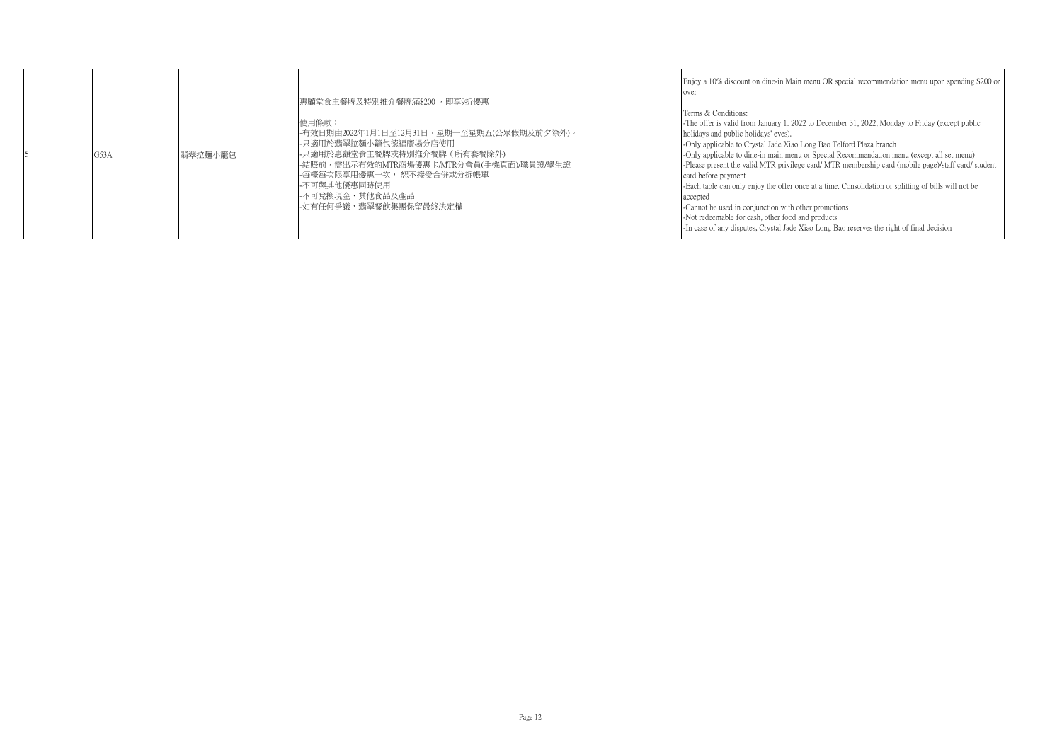| 5 | G53A | 翡翠拉麵小籠包 | 惠顧堂食主餐牌及特別推介餐牌滿$200 ，即享9折優惠<br><br>使用條款：<br>-有效日期由2022年1月1日至12月31日，星期一至星期五(公眾假期及前夕除外)。<br>-只適用於翡翠拉麵小籠包德福廣場分店使用<br>-只適用於惠顧堂食主餐牌或特別推介餐牌（所有套餐除外)<br>-結賬前，需出示有效的MTR商場優惠卡/MTR分會員(手機頁面)/職員證/學生證<br>-每檯每次限享用優惠一次， 恕不接受合併或分拆帳單<br>-不可與其他優惠同時使用<br>-不可兌換現金、其他食品及產品<br>-如有任何爭議，翡翠餐飲集團保留最終決定權 | Enjoy a 10% discount on dine-in Main menu OR special recommendation menu upon spending $200 or over<br><br>Terms & Conditions:<br>-The offer is valid from January 1. 2022 to December 31, 2022, Monday to Friday (except public holidays and public holidays' eves).<br>-Only applicable to Crystal Jade Xiao Long Bao Telford Plaza branch<br>-Only applicable to dine-in main menu or Special Recommendation menu (except all set menu)<br>-Please present the valid MTR privilege card/ MTR membership card (mobile page)/staff card/ student card before payment<br>-Each table can only enjoy the offer once at a time. Consolidation or splitting of bills will not be accepted<br>-Cannot be used in conjunction with other promotions<br>-Not redeemable for cash, other food and products<br>-In case of any disputes, Crystal Jade Xiao Long Bao reserves the right of final decision |
|---|---|---|---|---|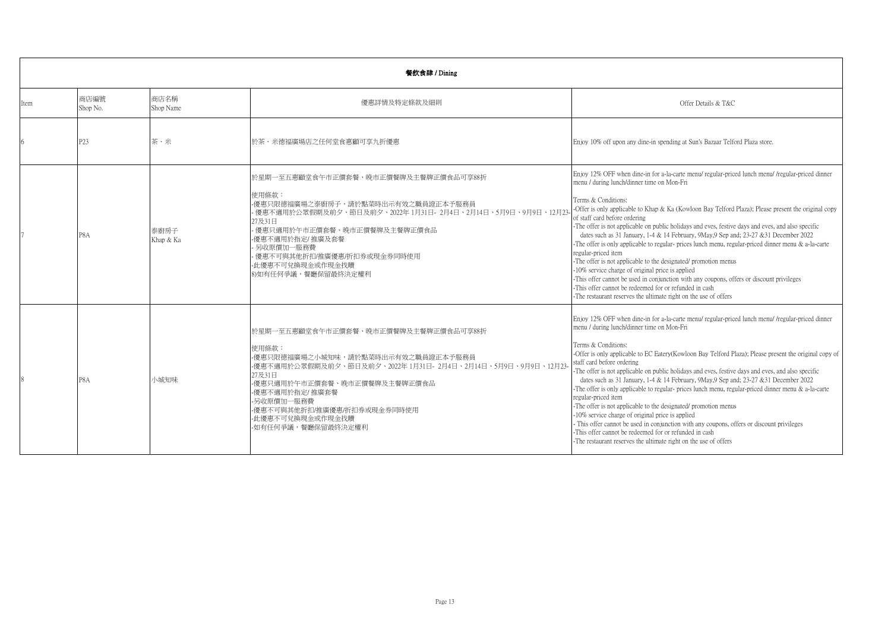| 餐飲食肆 / Dining | | | | |
|---|---|---|---|---|
| Item | 商店編號<br>Shop No. | 商店名稱<br>Shop Name | 優惠詳情及特定條款及細則 | Offer Details & T&C |
| 6 | P23 | 茶・米 | 於茶・米德福廣場店之任何堂食惠顧可享九折優惠 | Enjoy 10% off upon any dine-in spending at Sun's Bazaar Telford Plaza store. |
| 7 | P8A | 泰廚房子<br>Khap & Ka | 於星期一至五惠顧堂食午市正價套餐、晚市正價餐牌及主餐牌正價食品可享88折<br><br>使用條款：<br>-優惠只限德福廣場之泰廚房子，請於點菜時出示有效之職員證正本予服務員<br>- 優惠不適用於公眾假期及前夕、節日及前夕、2022年 1月31日- 2月4日、2月14日、5月9日、9月9日、12月23-27及31日<br>- 優惠只適用於午市正價套餐、晚市正價餐牌及主餐牌正價食品<br>-優惠不適用於指定/ 推廣及套餐<br>- 另收原價加一服務費<br>- 優惠不可與其他折扣/推廣優惠/折扣券或現金券同時使用<br>-此優惠不可兌換現金或作現金找贖<br>8)如有任何爭議，餐廳保留最終決定權利 | Enjoy 12% OFF when dine-in for a-la-carte menu/ regular-priced lunch menu/ /regular-priced dinner menu / during lunch/dinner time on Mon-Fri<br><br>Terms & Conditions:<br>-Offer is only applicable to Khap & Ka (Kowloon Bay Telford Plaza); Please present the original copy of staff card before ordering<br>-The offer is not applicable on public holidays and eves, festive days and eves, and also specific dates such as 31 January, 1-4 & 14 February, 9May,9 Sep and; 23-27 &31 December 2022<br>-The offer is only applicable to regular- prices lunch menu, regular-priced dinner menu & a-la-carte regular-priced item<br>-The offer is not applicable to the designated/ promotion menus<br>-10% service charge of original price is applied<br>-This offer cannot be used in conjunction with any coupons, offers or discount privileges<br>-This offer cannot be redeemed for or refunded in cash<br>-The restaurant reserves the ultimate right on the use of offers |
| 8 | P8A | 小城知味 | 於星期一至五惠顧堂食午市正價套餐、晚市正價餐牌及主餐牌正價食品可享88折<br><br>使用條款：<br>-優惠只限德福廣場之小城知味，請於點菜時出示有效之職員證正本予服務員<br>-優惠不適用於公眾假期及前夕、節日及前夕、2022年 1月31日- 2月4日、2月14日、5月9日、9月9日、12月23-27及31日<br>-優惠只適用於午市正價套餐、晚市正價餐牌及主餐牌正價食品<br>-優惠不適用於指定/ 推廣及套餐<br>-另收原價加一服務費<br>-優惠不可與其他折扣/推廣優惠/折扣券或現金券同時使用<br>-此優惠不可兌換現金或作現金找贖<br>-如有任何爭議，餐廳保留最終決定權利 | Enjoy 12% OFF when dine-in for a-la-carte menu/ regular-priced lunch menu/ /regular-priced dinner menu / during lunch/dinner time on Mon-Fri<br><br>Terms & Conditions:<br>-Offer is only applicable to EC Eatery(Kowloon Bay Telford Plaza); Please present the original copy of staff card before ordering<br>-The offer is not applicable on public holidays and eves, festive days and eves, and also specific dates such as 31 January, 1-4 & 14 February, 9May,9 Sep and; 23-27 &31 December 2022<br>-The offer is only applicable to regular- prices lunch menu, regular-priced dinner menu & a-la-carte regular-priced item<br>-The offer is not applicable to the designated/ promotion menus<br>-10% service charge of original price is applied<br>- This offer cannot be used in conjunction with any coupons, offers or discount privileges<br>-This offer cannot be redeemed for or refunded in cash<br>-The restaurant reserves the ultimate right on the use of offers |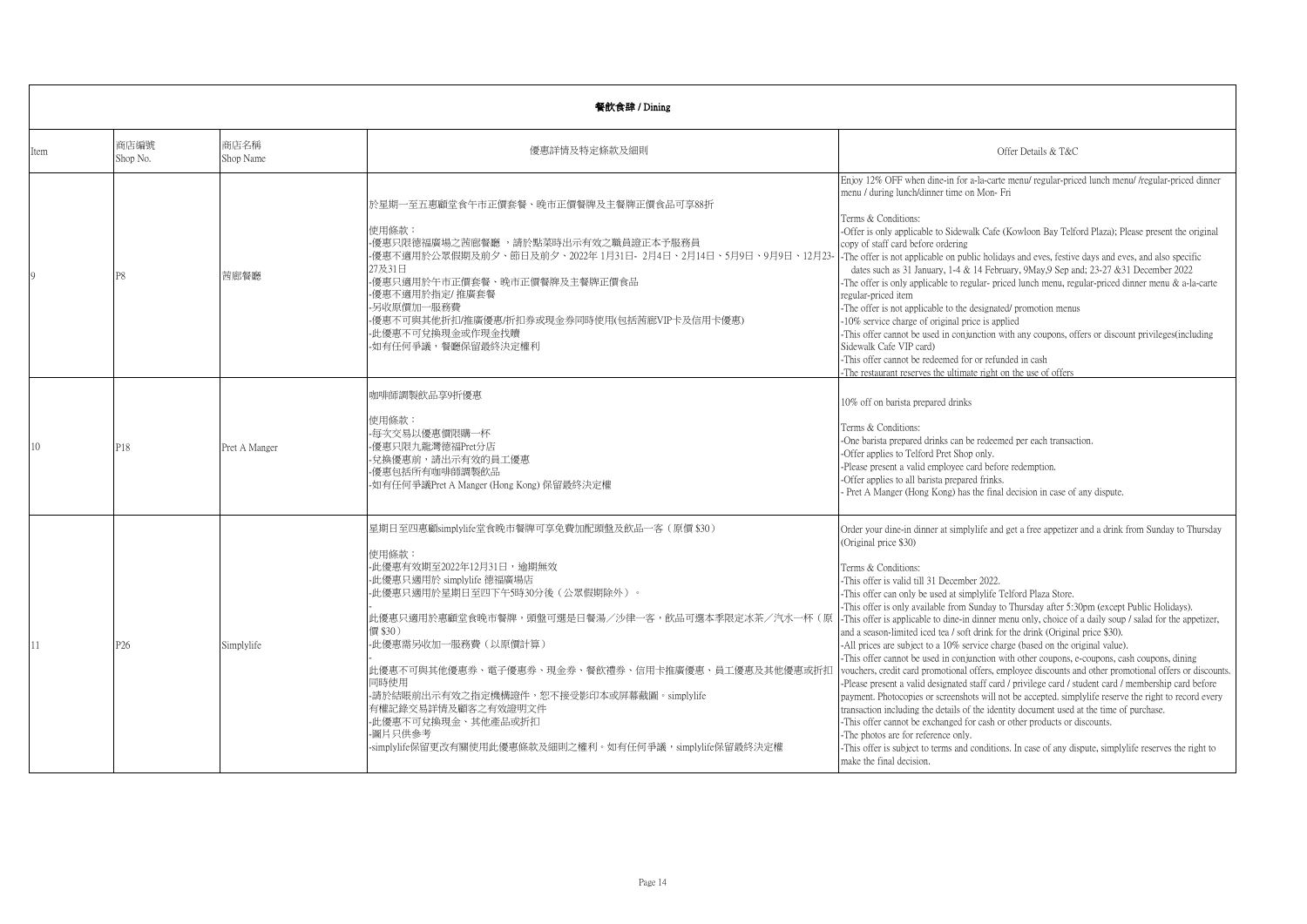| 餐飲食肆 / Dining | | | | |
|---|---|---|---|---|
| Item | 商店編號<br>Shop No. | 商店名稱<br>Shop Name | 優惠詳情及特定條款及細則 | Offer Details & T&C |
| 9 | P8 | 茜廊餐廳 | 於星期一至五惠顧堂食午市正價套餐、晚市正價餐牌及主餐牌正價食品可享88折<br><br>使用條款：<br>-優惠只限德福廣場之茜廊餐廳 ，請於點菜時出示有效之職員證正本予服務員<br>-優惠不適用於公眾假期及前夕、節日及前夕、2022年 1月31日- 2月4日、2月14日、5月9日、9月9日、12月23-27及31日<br>-優惠只適用於午市正價套餐、晚市正價餐牌及主餐牌正價食品<br>-優惠不適用於指定/ 推廣套餐<br>-另收原價加一服務費<br>-優惠不可與其他折扣/推廣優惠/折扣券或現金券同時使用(包括茜廊VIP卡及信用卡優惠)<br>-此優惠不可兌換現金或作現金找贖<br>-如有任何爭議，餐廳保留最終決定權利 | Enjoy 12% OFF when dine-in for a-la-carte menu/ regular-priced lunch menu/ /regular-priced dinner menu / during lunch/dinner time on Mon- Fri<br><br>Terms & Conditions:<br>-Offer is only applicable to Sidewalk Cafe (Kowloon Bay Telford Plaza); Please present the original copy of staff card before ordering<br>-The offer is not applicable on public holidays and eves, festive days and eves, and also specific dates such as 31 January, 1-4 & 14 February, 9May,9 Sep and; 23-27 &31 December 2022<br>-The offer is only applicable to regular- priced lunch menu, regular-priced dinner menu & a-la-carte regular-priced item<br>-The offer is not applicable to the designated/ promotion menus<br>-10% service charge of original price is applied<br>-This offer cannot be used in conjunction with any coupons, offers or discount privileges(including Sidewalk Cafe VIP card)<br>-This offer cannot be redeemed for or refunded in cash<br>-The restaurant reserves the ultimate right on the use of offers |
| 10 | P18 | Pret A Manger | 咖啡師調製飲品享9折優惠<br><br>使用條款：<br>-每次交易以優惠價限購一杯<br>-優惠只限九龍灣德福Pret分店<br>-兌換優惠前，請出示有效的員工優惠<br>-優惠包括所有咖啡師調製飲品<br>-如有任何爭議Pret A Manger (Hong Kong) 保留最終決定權 | 10% off on barista prepared drinks<br><br>Terms & Conditions:<br>-One barista prepared drinks can be redeemed per each transaction.<br>-Offer applies to Telford Pret Shop only.<br>-Please present a valid employee card before redemption.<br>-Offer applies to all barista prepared frinks.<br>- Pret A Manger (Hong Kong) has the final decision in case of any dispute. |
| 11 | P26 | Simplylife | 星期日至四惠顧simplylife堂食晚市餐牌可享免費加配頭盤及飲品一客（原價 $30）<br><br>使用條款：<br>-此優惠有效期至2022年12月31日，逾期無效<br>-此優惠只適用於 simplylife 德福廣場店<br>-此優惠只適用於星期日至四下午5時30分後（公眾假期除外）。<br>-<br>此優惠只適用於惠顧堂食晚市餐牌，頭盤可選是日餐湯／沙律一客，飲品可選本季限定冰茶／汽水一杯（原價 $30）<br>-此優惠需另收加一服務費（以原價計算）<br>-<br>此優惠不可與其他優惠券、電子優惠券、現金券、餐飲禮券、信用卡推廣優惠、員工優惠及其他優惠或折扣同時使用<br>-請於結賬前出示有效之指定機構證件，恕不接受影印本或屏幕截圖。simplylife<br>有權記錄交易詳情及顧客之有效證明文件<br>-此優惠不可兌換現金、其他產品或折扣<br>-圖片只供參考<br>-simplylife保留更改有關使用此優惠條款及細則之權利。如有任何爭議，simplylife保留最終決定權 | Order your dine-in dinner at simplylife and get a free appetizer and a drink from Sunday to Thursday (Original price $30)<br><br>Terms & Conditions:<br>-This offer is valid till 31 December 2022.<br>-This offer can only be used at simplylife Telford Plaza Store.<br>-This offer is only available from Sunday to Thursday after 5:30pm (except Public Holidays).<br>-This offer is applicable to dine-in dinner menu only, choice of a daily soup / salad for the appetizer, and a season-limited iced tea / soft drink for the drink (Original price $30).<br>-All prices are subject to a 10% service charge (based on the original value).<br>-This offer cannot be used in conjunction with other coupons, e-coupons, cash coupons, dining vouchers, credit card promotional offers, employee discounts and other promotional offers or discounts.<br>-Please present a valid designated staff card / privilege card / student card / membership card before payment. Photocopies or screenshots will not be accepted. simplylife reserve the right to record every transaction including the details of the identity document used at the time of purchase.<br>-This offer cannot be exchanged for cash or other products or discounts.<br>-The photos are for reference only.<br>-This offer is subject to terms and conditions. In case of any dispute, simplylife reserves the right to make the final decision. |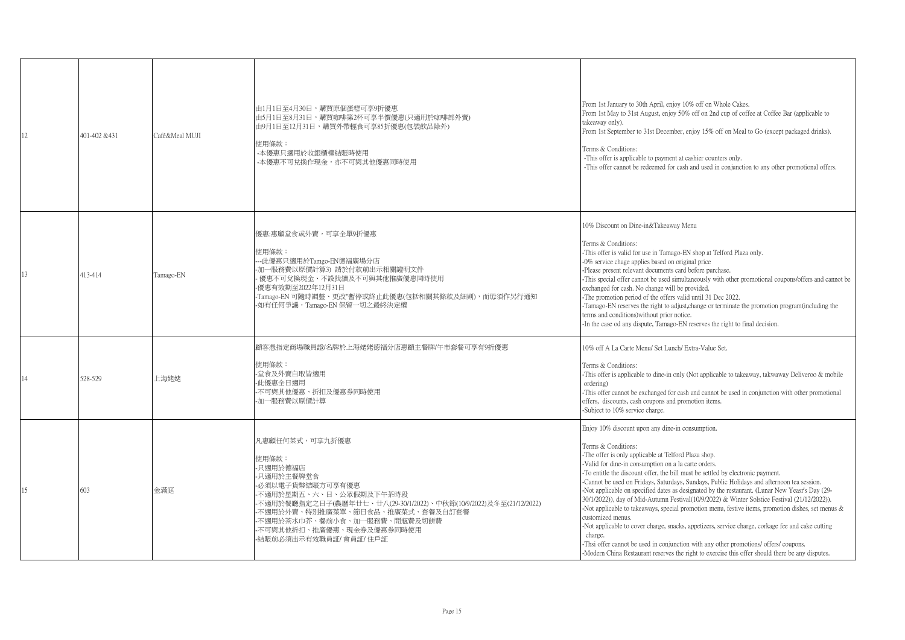| 12 | 401-402 &431 | Café&Meal MUJI | 由1月1日至4月30日，購買原個蛋糕可享9折優惠<br>由5月1日至8月31日，購買咖啡第2杯可享半價優惠(只適用於咖啡部外賣)<br>由9月1日至12月31日，購買外帶輕食可享85折優惠(包裝飲品除外)<br><br>使用條款：<br>-本優惠只適用於收銀櫃檯結賬時使用<br>-本優惠不可兌換作現金，亦不可與其他優惠同時使用 | From 1st January to 30th April, enjoy 10% off on Whole Cakes.<br>From 1st May to 31st August, enjoy 50% off on 2nd cup of coffee at Coffee Bar (applicable to takeaway only).<br>From 1st September to 31st December, enjoy 15% off on Meal to Go (except packaged drinks).<br><br>Terms & Conditions:<br>-This offer is applicable to payment at cashier counters only.<br>-This offer cannot be redeemed for cash and used in conjunction to any other promotional offers. |
|---|---|---|---|---|
| 13 | 413-414 | Tamago-EN | 優惠:惠顧堂食或外賣，可享全單9折優惠<br><br>使用條款：<br>---此優惠只適用於Tamgo-EN德福廣場分店<br>-加一服務費以原價計算3) 請於付款前出示相關證明文件<br>- 優惠不可兌換現金、不設找續及不可與其他推廣優惠同時使用<br>-優惠有效期至2022年12月31日<br>-Tamago-EN 可隨時調整、更改"暫停或終止此優惠(包括相關其條款及細則)，而毋須作另行通知<br>-如有任何爭議，Tamago-EN 保留一切之最終決定權 | 10% Discount on Dine-in&Takeaway Menu<br><br>Terms & Conditions:<br>-This offer is valid for use in Tamago-EN shop at Telford Plaza only.<br>-0% service chage applies based on original price<br>-Please present relevant documents card before purchase.<br>-This special offer cannot be used simultaneously with other promotional coupons/offers and cannot be exchanged for cash. No change will be provided.<br>-The promotion period of the offers valid until 31 Dec 2022.<br>-Tamago-EN reserves the right to adjust,change or terminate the promotion program(including the terms and conditions)without prior notice.<br>-In the case od any dispute, Tamago-EN reserves the right to final decision. |
| 14 | 528-529 | 上海姥姥 | 顧客憑指定商場職員證/名牌於上海姥姥德福分店惠顧主餐牌/午市套餐可享有9折優惠<br><br>使用條款：<br>-堂食及外賣自取皆適用<br>-此優惠全日適用<br>-不可與其他優惠、折扣及優惠券同時使用<br>-加一服務費以原價計算 | 10% off A La Carte Menu/ Set Lunch/ Extra-Value Set.<br><br>Terms & Conditions:<br>-This offer is applicable to dine-in only (Not applicable to takeaway, takwaway Deliveroo & mobile ordering)<br>-This offer cannot be exchanged for cash and cannot be used in conjunction with other promotional offers, discounts, cash coupons and promotion items.<br>-Subject to 10% service charge. |
| 15 | 603 | 金滿庭 | 凡惠顧任何菜式，可享九折優惠<br><br>使用條款：<br>-只適用於德福店<br>-只適用於主餐牌堂食<br>-必須以電子貨幣結賬方可享有優惠<br>-不適用於星期五、六、日、公眾假期及下午茶時段<br>-不適用於餐廳指定之日子(農曆年廿七、廿八(29-30/1/2022)、中秋節(10/9/2022)及冬至(21/12/2022)<br>-不適用於外賣、特別推廣菜單、節日食品、推廣菜式、套餐及自訂套餐<br>-不適用於茶水巾芥、餐前小食、加一服務費、開瓶費及切餅費<br>-不可與其他折扣、推廣優惠、現金券及優惠券同時使用<br>-結賬前必須出示有效職員証/ 會員証/ 住戶証 | Enjoy 10% discount upon any dine-in consumption.<br><br>Terms & Conditions:<br>-The offer is only applicable at Telford Plaza shop.<br>-Valid for dine-in consumption on a la carte orders.<br>-To entitle the discount offer, the bill must be settled by electronic payment.<br>-Cannot be used on Fridays, Saturdays, Sundays, Public Holidays and afternoon tea session.<br>-Not applicable on specified dates as designated by the restaurant. (Lunar New Yeasr's Day (29-30/1/2022)), day of Mid-Autumn Festival(10/9/2022) & Winter Solstice Festival (21/12/2022)).<br>-Not applicable to takeaways, special promotion menu, festive items, promotion dishes, set menus & customized menus.<br>-Not applicable to cover charge, snacks, appetizers, service charge, corkage fee and cake cutting charge.<br>-Thsi offer cannot be used in conjunction with any other promotions/ offers/ coupons.<br>-Modern China Restaurant reserves the right to exercise this offer should there be any disputes. |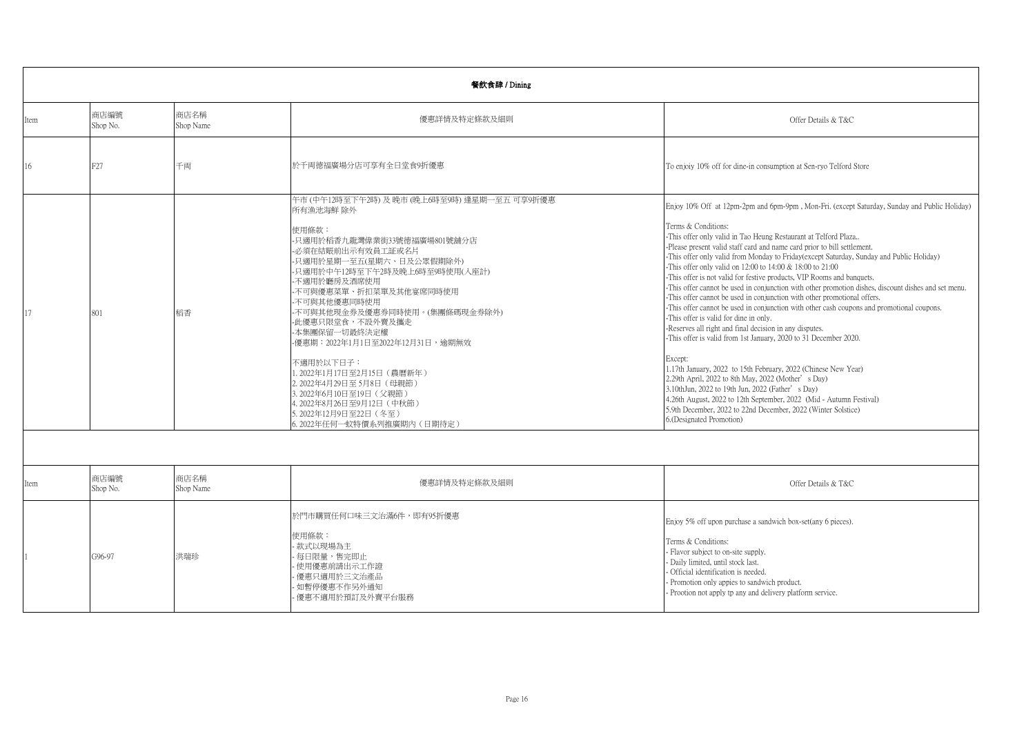**餐飲食肆 / Dining**

| Item | 商店編號<br>Shop No. | 商店名稱<br>Shop Name | 優惠詳情及特定條款及細則 | Offer Details & T&C |
|---|---|---|---|---|
| 16 | F27 | 千両 | 於千両德福廣場分店可享有全日堂食9折優惠 | To enjoiy 10% off for dine-in consumption at Sen-ryo Telford Store |
| 17 | 801 | 稻香 | 午市 (中午12時至下午2時) 及 晚市 (晚上6時至9時) 逢星期一至五 可享9折優惠<br>所有漁池海鮮 除外<br><br>使用條款：<br>-只適用於稻香九龍灣偉業街33號德福廣場801號舖分店<br>-必須在結賬前出示有效員工証或名片<br>-只適用於星期一至五(星期六、日及公眾假期除外)<br>-只適用於中午12時至下午2時及晚上6時至9時使用(入座計)<br>-不適用於廳房及酒席使用<br>-不可與優惠菜單、折扣菜單及其他宴席同時使用<br>-不可與其他優惠同時使用<br>-不可與其他現金券及優惠券同時使用。(集團條碼現金券除外)<br>-此優惠只限堂食，不設外賣及攜走<br>-本集團保留一切最終決定權<br>-優惠期：2022年1月1日至2022年12月31日，逾期無效<br><br>不適用於以下日子：<br>1. 2022年1月17日至2月15日（農曆新年）<br>2. 2022年4月29日至 5月8日（母親節）<br>3. 2022年6月10日至19日（父親節）<br>4. 2022年8月26日至9月12日（中秋節）<br>5. 2022年12月9日至22日（冬至）<br>6. 2022年任何一蚊特價系列推廣期內（日期待定） | Enjoy 10% Off at 12pm-2pm and 6pm-9pm , Mon-Fri. (except Saturday, Sunday and Public Holiday)<br><br>Terms & Conditions:<br>-This offer only valid in Tao Heung Restaurant at Telford Plaza..<br>-Please present valid staff card and name card prior to bill settlement.<br>-This offer only valid from Monday to Friday(except Saturday, Sunday and Public Holiday)<br>-This offer only valid on 12:00 to 14:00 & 18:00 to 21:00<br>-This offer is not valid for festive products, VIP Rooms and banquets.<br>-This offer cannot be used in conjunction with other promotion dishes, discount dishes and set menu.<br>-This offer cannot be used in conjunction with other promotional offers.<br>-This offer cannot be used in conjunction with other cash coupons and promotional coupons.<br>-This offer is valid for dine in only.<br>-Reserves all right and final decision in any disputes.<br>-This offer is valid from 1st January, 2020 to 31 December 2020.<br><br>Except:<br>1.17th January, 2022 to 15th February, 2022 (Chinese New Year)<br>2.29th April, 2022 to 8th May, 2022 (Mother's Day)<br>3.10thJun, 2022 to 19th Jun, 2022 (Father's Day)<br>4.26th August, 2022 to 12th September, 2022 (Mid - Autumn Festival)<br>5.9th December, 2022 to 22nd December, 2022 (Winter Solstice)<br>6.(Designated Promotion) |

| Item | 商店編號<br>Shop No. | 商店名稱<br>Shop Name | 優惠詳情及特定條款及細則 | Offer Details & T&C |
|---|---|---|---|---|
| 1 | G96-97 | 洪瑞珍 | 於門市購買任何口味三文治滿6件，即有95折優惠<br><br>使用條款：<br>- 款式以現場為主<br>- 每日限量，售完即止<br>- 使用優惠前請出示工作證<br>- 優惠只適用於三文治產品<br>- 如暫停優惠不作另外通知<br>- 優惠不適用於預訂及外賣平台服務 | Enjoy 5% off upon purchase a sandwich box-set(any 6 pieces).<br><br>Terms & Conditions:<br>- Flavor subject to on-site supply.<br>- Daily limited, until stock last.<br>- Official identification is needed.<br>- Promotion only appies to sandwich product.<br>- Prootion not apply tp any and delivery platform service. |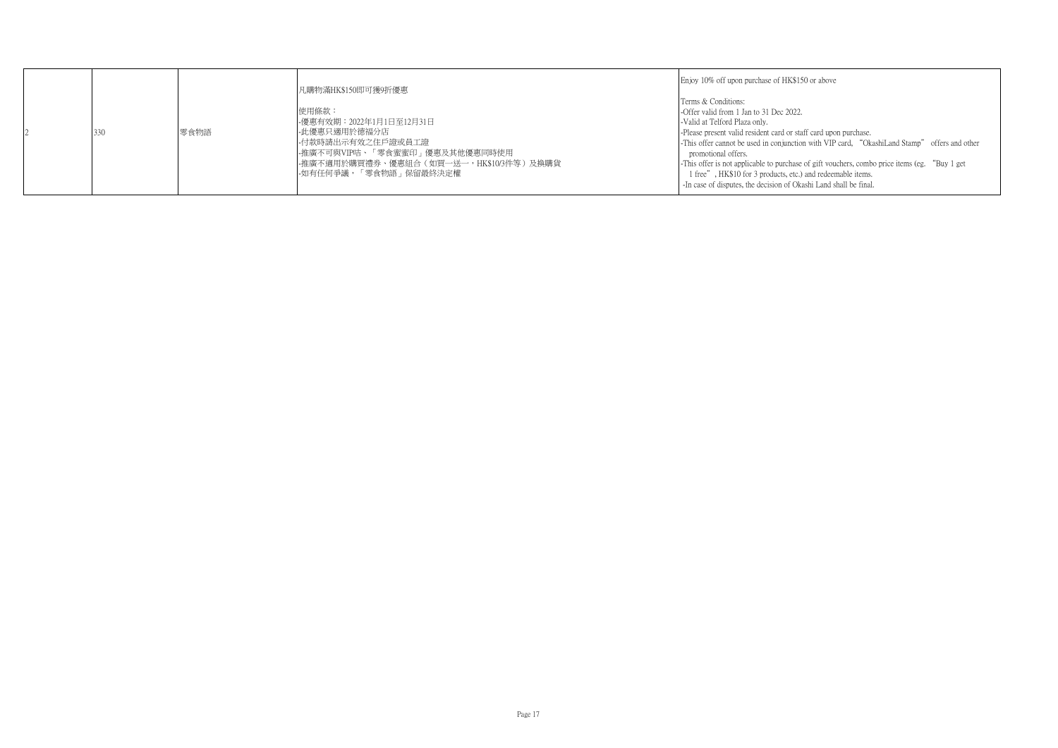| 2 | 330 | 零食物語 | 凡購物滿HK$150即可獲9折優惠<br><br>使用條款：<br>-優惠有效期：2022年1月1日至12月31日<br>-此優惠只適用於德福分店<br>-付款時請出示有效之住戶證或員工證<br>-推廣不可與VIP咭、「零食蜜蜜印」優惠及其他優惠同時使用<br>-推廣不適用於購買禮券、優惠組合（如買一送一，HK$10/3件等）及換購貨<br>-如有任何爭議，「零食物語」保留最終決定權 | Enjoy 10% off upon purchase of HK$150 or above<br><br>Terms & Conditions:<br>-Offer valid from 1 Jan to 31 Dec 2022.<br>-Valid at Telford Plaza only.<br>-Please present valid resident card or staff card upon purchase.<br>-This offer cannot be used in conjunction with VIP card, "OkashiLand Stamp" offers and other promotional offers.<br>-This offer is not applicable to purchase of gift vouchers, combo price items (eg. "Buy 1 get 1 free", HK$10 for 3 products, etc.) and redeemable items.<br>-In case of disputes, the decision of Okashi Land shall be final. |
|---|---|---|---|---|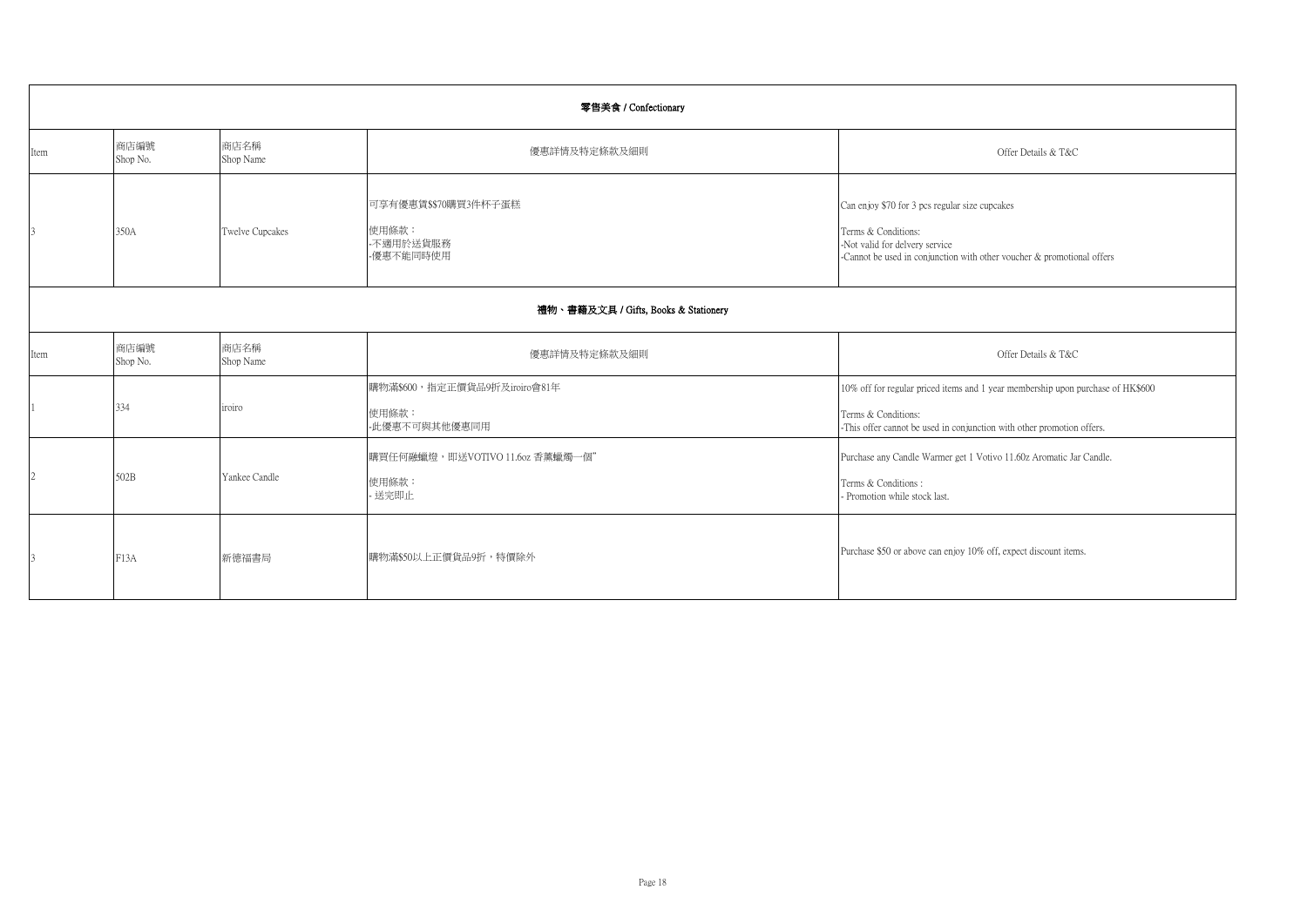| 零售美食 / Confectionary | | | | |
|---|---|---|---|---|
| Item | 商店編號<br>Shop No. | 商店名稱<br>Shop Name | 優惠詳情及特定條款及細則 | Offer Details & T&C |
| 3 | 350A | Twelve Cupcakes | 可享有優惠賞$$70購買3件杯子蛋糕<br><br>使用條款：<br>-不適用於送貨服務<br>-優惠不能同時使用 | Can enjoy $70 for 3 pcs regular size cupcakes<br><br>Terms & Conditions:<br>-Not valid for delvery service<br>-Cannot be used in conjunction with other voucher & promotional offers |

| 禮物、書籍及文具 / Gifts, Books & Stationery | | | | |
|---|---|---|---|---|
| Item | 商店編號<br>Shop No. | 商店名稱<br>Shop Name | 優惠詳情及特定條款及細則 | Offer Details & T&C |
| 1 | 334 | iroiro | 購物滿$600，指定正價貨品9折及iroiro會81年<br><br>使用條款：<br>-此優惠不可與其他優惠同用 | 10% off for regular priced items and 1 year membership upon purchase of HK$600<br><br>Terms & Conditions:<br>-This offer cannot be used in conjunction with other promotion offers. |
| 2 | 502B | Yankee Candle | 購買任何融蠟燈，即送VOTIVO 11.6oz 香薰蠟燭一個"<br><br>使用條款：<br>- 送完即止 | Purchase any Candle Warmer get 1 Votivo 11.60z Aromatic Jar Candle.<br><br>Terms & Conditions :<br>- Promotion while stock last. |
| 3 | F13A | 新德福書局 | 購物滿$50以上正價貨品9折，特價除外 | Purchase $50 or above can enjoy 10% off, expect discount items. |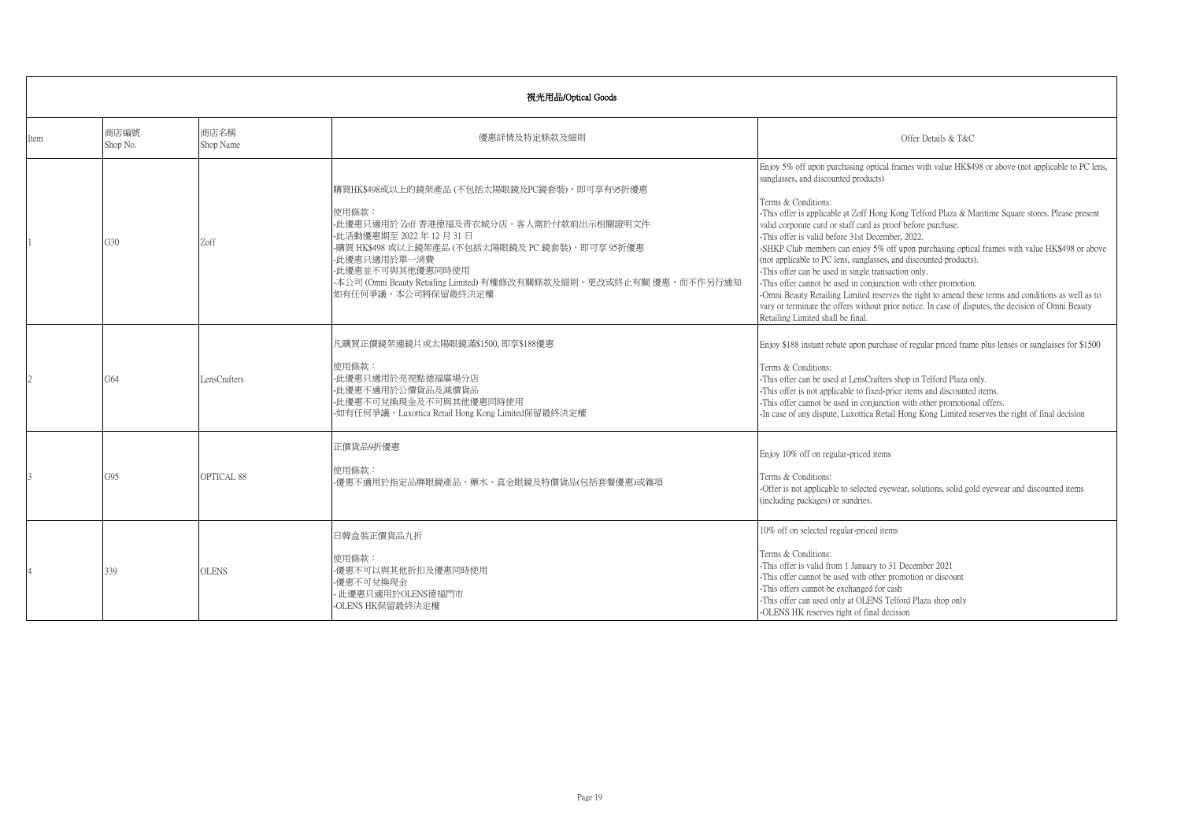| 視光用品/Optical Goods | | | | |
|---|---|---|---|---|
| Item | 商店編號 Shop No. | 商店名稱 Shop Name | 優惠詳情及特定條款及細則 | Offer Details & T&C |
| 1 | G30 | Zoff | 購買HK$498或以上的鏡架產品 (不包括太陽眼鏡及PC鏡套裝)，即可享有95折優惠<br><br>使用條款：<br>-此優惠只適用於 Zoff 香港德福及青衣城分店。客人需於付款前出示相關證明文件<br>-此活動優惠期至 2022 年 12 月 31 日<br>-購買 HK$498 或以上鏡架產品 (不包括太陽眼鏡及 PC 鏡套裝)，即可享 95折優惠<br>-此優惠只適用於單一消費<br>-此優惠並不可與其他優惠同時使用<br>-本公司 (Omni Beauty Retailing Limited) 有權修改有關條款及細則、更改或終止有關 優惠，而不作另行通知 如有任何爭議，本公司將保留最終決定權 | Enjoy 5% off upon purchasing optical frames with value HK$498 or above (not applicable to PC lens, sunglasses, and discounted products)<br><br>Terms & Conditions:<br>-This offer is applicable at Zoff Hong Kong Telford Plaza & Maritime Square stores. Please present valid corporate card or staff card as proof before purchase.<br>-This offer is valid before 31st December, 2022.<br>-SHKP Club members can enjoy 5% off upon purchasing optical frames with value HK$498 or above (not applicable to PC lens, sunglasses, and discounted products).<br>-This offer can be used in single transaction only.<br>-This offer cannot be used in conjunction with other promotion.<br>-Omni Beauty Retailing Limited reserves the right to amend these terms and conditions as well as to vary or terminate the offers without prior notice. In case of disputes, the decision of Omni Beauty Retailing Limited shall be final. |
| 2 | G64 | LensCrafters | 凡購買正價鏡架連鏡片或太陽眼鏡滿$1500, 即享$188優惠<br><br>使用條款：<br>-此優惠只適用於亮視點德福廣場分店<br>-此優惠不適用於公價貨品及減價貨品<br>-此優惠不可兌換現金及不可與其他優惠同時使用<br>-如有任何爭議，Luxottica Retail Hong Kong Limited保留最終決定權 | Enjoy $188 instant rebate upon purchase of regular priced frame plus lenses or sunglasses for $1500<br><br>Terms & Conditions:<br>-This offer can be used at LensCrafters shop in Telford Plaza only.<br>-This offer is not applicable to fixed-price items and discounted items.<br>-This offer cannot be used in conjunction with other promotional offers.<br>-In case of any dispute, Luxottica Retail Hong Kong Limited reserves the right of final decision |
| 3 | G95 | OPTICAL 88 | 正價貨品9折優惠<br><br>使用條款：<br>-優惠不適用於指定品牌眼鏡產品、藥水、真金眼鏡及特價貨品(包括套餐優惠)或雜項 | Enjoy 10% off on regular-priced items<br><br>Terms & Conditions:<br>-Offer is not applicable to selected eyewear, solutions, solid gold eyewear and discounted items (including packages) or sundries. |
| 4 | 339 | OLENS | 日韓盒裝正價貨品九折<br><br>使用條款：<br>-優惠不可以與其他折扣及優惠同時使用<br>-優惠不可兌換現金<br>- 此優惠只適用於OLENS德福門市<br>-OLENS HK保留最終決定權 | 10% off on selected regular-priced items<br><br>Terms & Conditions:<br>-This offer is valid from 1 January to 31 December 2021<br>-This offer cannot be used with other promotion or discount<br>-This offers cannot be exchanged for cash<br>-This offer can used only at OLENS Telford Plaza shop only<br>-OLENS HK reserves right of final decision |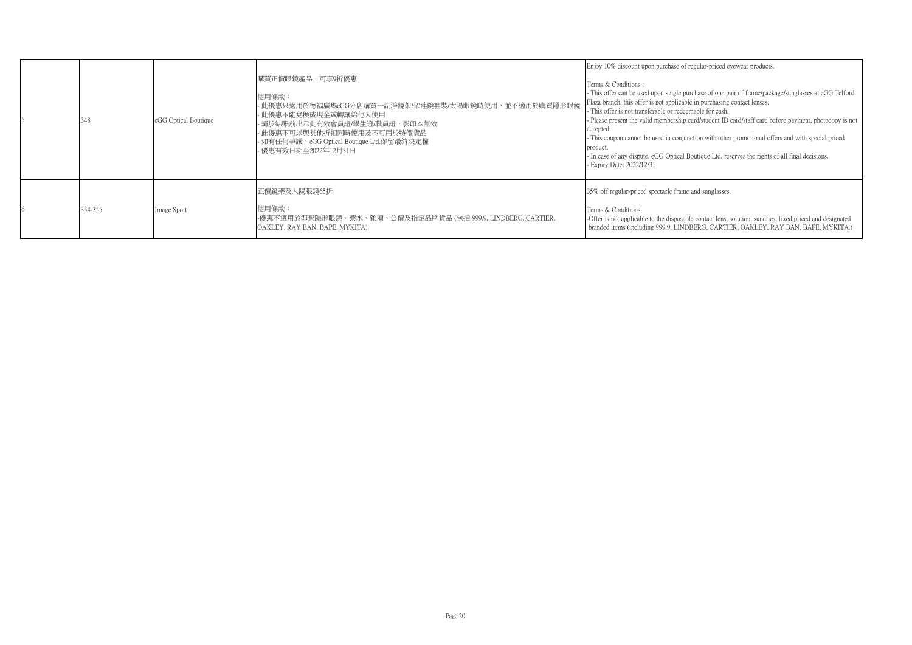| | | | | |
|---|---|---|---|---|
| 5 | 348 | eGG Optical Boutique | 購買正價眼鏡產品，可享9折優惠<br><br>使用條款：<br>- 此優惠只適用於德福廣場eGG分店購買一副淨鏡架/架連鏡套裝/太陽眼鏡時使用，並不適用於購買隱形眼鏡<br>- 此優惠不能兌換成現金或轉讓給他人使用<br>- 請於結賬前出示此有效會員證/學生證/職員證，影印本無效<br>- 此優惠不可以與其他折扣同時使用及不可用於特價貨品<br>- 如有任何爭議，eGG Optical Boutique Ltd.保留最終決定權<br>- 優惠有效日期至2022年12月31日 | Enjoy 10% discount upon purchase of regular-priced eyewear products.<br><br>Terms & Conditions :<br>- This offer can be used upon single purchase of one pair of frame/package/sunglasses at eGG Telford Plaza branch, this offer is not applicable in purchasing contact lenses.<br>- This offer is not transferable or redeemable for cash.<br>- Please present the valid membership card/student ID card/staff card before payment, photocopy is not accepted.<br>- This coupon cannot be used in conjunction with other promotional offers and with special priced product.<br>- In case of any dispute, eGG Optical Boutique Ltd. reserves the rights of all final decisions.<br>- Expiry Date: 2022/12/31 |
| 6 | 354-355 | Image Sport | 正價鏡架及太陽眼鏡65折<br><br>使用條款：<br>-優惠不適用於即棄隱形眼鏡、藥水、雜項、公價及指定品牌貨品 (包括 999.9, LINDBERG, CARTIER, OAKLEY, RAY BAN, BAPE, MYKITA) | 35% off regular-priced spectacle frame and sunglasses.<br><br>Terms & Conditions:<br>-Offer is not applicable to the disposable contact lens, solution, sundries, fixed priced and designated branded items (including 999.9, LINDBERG, CARTIER, OAKLEY, RAY BAN, BAPE, MYKITA.) |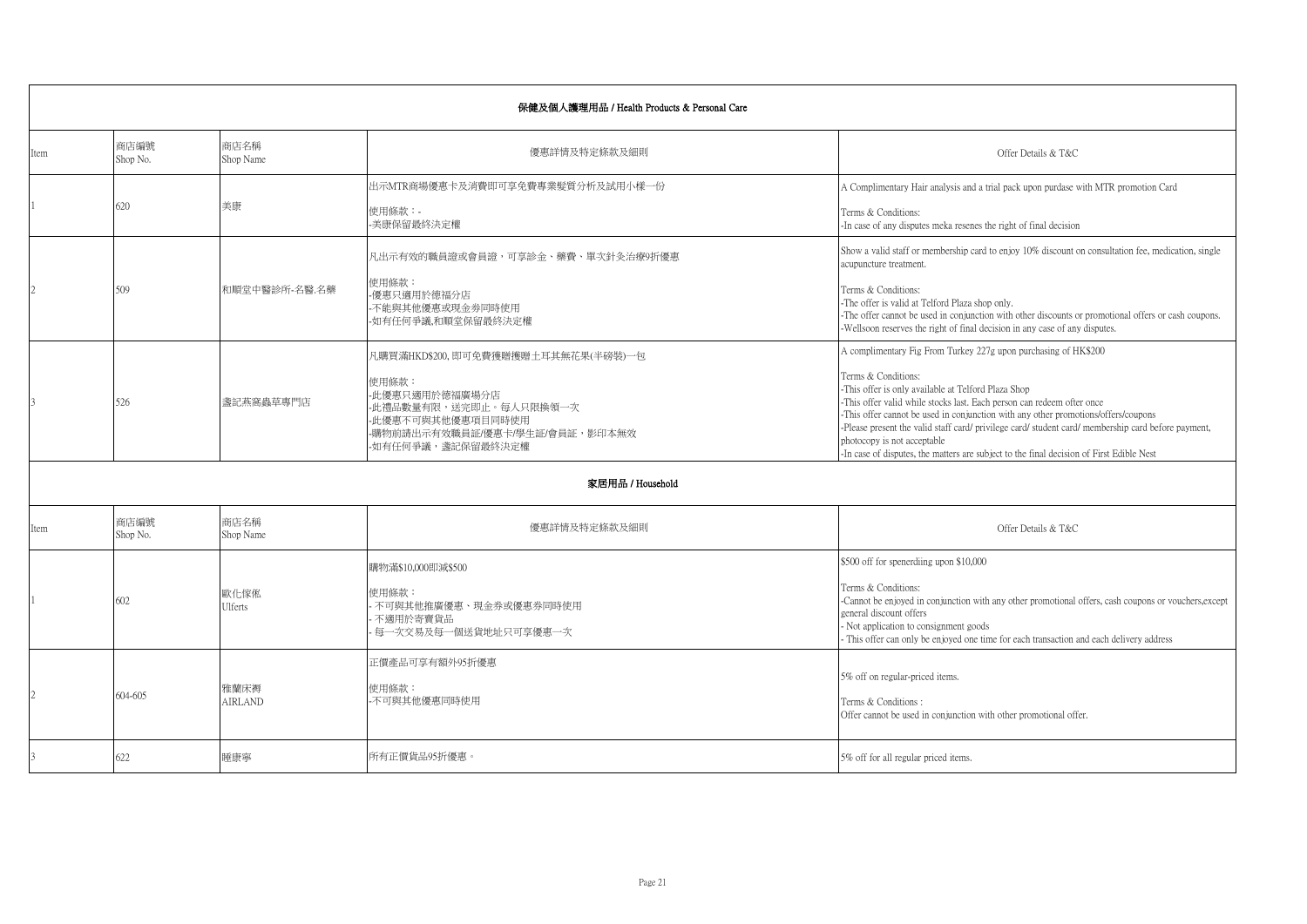## 保健及個人護理用品 / Health Products & Personal Care

| Item | 商店編號 Shop No. | 商店名稱 Shop Name | 優惠詳情及特定條款及細則 | Offer Details & T&C |
|---|---|---|---|---|
| 1 | 620 | 美康 | 出示MTR商場優惠卡及消費即可享免費專業髮質分析及試用小樣一份<br><br>使用條款：-<br>-美康保留最終決定權 | A Complimentary Hair analysis and a trial pack upon purdase with MTR promotion Card<br><br>Terms & Conditions:<br>-In case of any disputes meka resenes the right of final decision |
| 2 | 509 | 和順堂中醫診所-名醫.名藥 | 凡出示有效的職員證或會員證，可享診金、藥費、單次針灸治療9折優惠<br><br>使用條款：<br>-優惠只適用於德福分店<br>-不能與其他優惠或現金券同時使用<br>-如有任何爭議,和順堂保留最終決定權 | Show a valid staff or membership card to enjoy 10% discount on consultation fee, medication, single acupuncture treatment.<br><br>Terms & Conditions:<br>-The offer is valid at Telford Plaza shop only.<br>-The offer cannot be used in conjunction with other discounts or promotional offers or cash coupons.<br>-Wellsoon reserves the right of final decision in any case of any disputes. |
| 3 | 526 | 盞記燕窩蟲草專門店 | 凡購買滿HKD$200, 即可免費獲贈獲贈土耳其無花果(半磅裝)一包<br><br>使用條款：<br>-此優惠只適用於德福廣場分店<br>-此禮品數量有限，送完即止。每人只限換領一次<br>-此優惠不可與其他優惠項目同時使用<br>-購物前請出示有效職員証/優惠卡/學生証/會員証，影印本無效<br>-如有任何爭議，盞記保留最終決定權 | A complimentary Fig From Turkey 227g upon purchasing of HK$200<br><br>Terms & Conditions:<br>-This offer is only available at Telford Plaza Shop<br>-This offer valid while stocks last. Each person can redeem ofter once<br>-This offer cannot be used in conjunction with any other promotions/offers/coupons<br>-Please present the valid staff card/ privilege card/ student card/ membership card before payment, photocopy is not acceptable<br>-In case of disputes, the matters are subject to the final decision of First Edible Nest |

## 家居用品 / Household

| Item | 商店編號 Shop No. | 商店名稱 Shop Name | 優惠詳情及特定條款及細則 | Offer Details & T&C |
|---|---|---|---|---|
| 1 | 602 | 歐化傢俬 Ulferts | 購物滿$10,000即減$500<br><br>使用條款：<br>- 不可與其他推廣優惠、現金券或優惠券同時使用<br>- 不適用於寄賣貨品<br>- 每一次交易及每一個送貨地址只可享優惠一次 | $500 off for spenerdiing upon $10,000<br><br>Terms & Conditions:<br>-Cannot be enjoyed in conjunction with any other promotional offers, cash coupons or vouchers,except general discount offers<br>- Not application to consignment goods<br>- This offer can only be enjoyed one time for each transaction and each delivery address |
| 2 | 604-605 | 雅蘭床褥 AIRLAND | 正價產品可享有額外95折優惠<br><br>使用條款：<br>-不可與其他優惠同時使用 | 5% off on regular-priced items.<br><br>Terms & Conditions :<br>Offer cannot be used in conjunction with other promotional offer. |
| 3 | 622 | 睡康寧 | 所有正價貨品95折優惠。 | 5% off for all regular priced items. |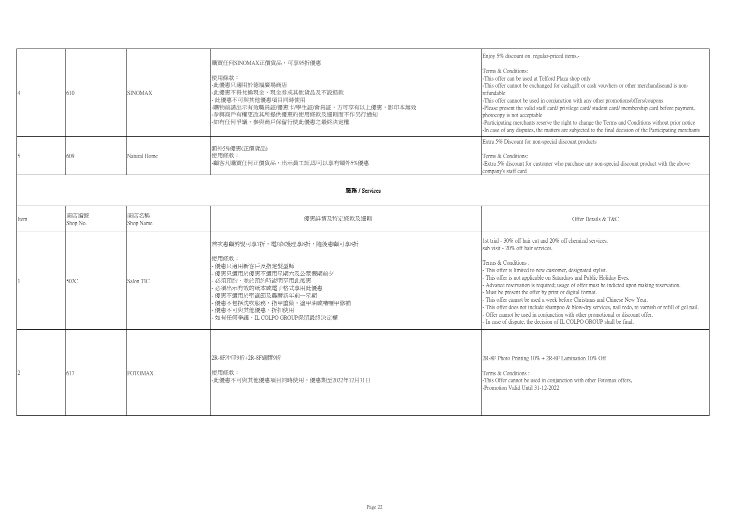| | | | | |
|---|---|---|---|---|
| 4 | 610 | SINOMAX | 購買任何SINOMAX正價貨品，可享95折優惠<br><br>使用條款：<br>-此優惠只適用於德福廣場商店<br>-此優惠不得兌換現金、現金券或其他貨品及不設退款<br>- 此優惠不可與其他優惠項目同時使用<br>-購物前請出示有效職員証/優惠卡/學生証/會員証，方可享有以上優惠，影印本無效<br>-參與商戶有權更改其所提供優惠的使用條款及細則而不作另行通知<br>-如有任何爭議，參與商戶保留行使此優惠之最終決定權 | Enjoy 5% discount on regular-priced items.-<br><br>Terms & Conditions:<br>-This offer can be used at Telford Plaza shop only<br>-This offer cannot be exchanged for cash,gift or cash vouvhers or other merchandiseand is non-refundable<br>-This offer cannot be used in conjunction with any other promotions/offers/coupons<br>-Please present the valid staff card/ privilege card/ student card/ membership card before payment, photocopy is not acceptable<br>-Participating merchants reserve the right to change the Terms and Conditions without prior notice<br>-In case of any disputes, the matters are subjected to the final decision of the Participating merchants |
| 5 | 609 | Natural Home | 額外5%優惠(正價貨品)<br>使用條款：<br>-顧客凡購買任何正價貨品，出示員工証,即可以享有額外5%優惠 | Extra 5% Discount for non-special discount products<br><br>Terms & Conditions:<br>-Extra 5% discount for customer who purchase any non-special discount product with the above company's staff card |

**服務 / Services**

| Item | 商店編號<br>Shop No. | 商店名稱<br>Shop Name | 優惠詳情及特定條款及細則 | Offer Details & T&C |
|---|---|---|---|---|
| 1 | 502C | Salon TIC | 首次惠顧剪髮可享7折，電/染/護理享8折，隨後惠顧可享8折<br><br>使用條款：<br>- 優惠只適用新客戶及指定髮型師<br>- 優惠只適用於優惠不適用星期六及公眾假期前夕<br>- 必須預約，並於預約時說明享用此優惠<br>- 必須出示有效的紙本或電子格式享用此優惠<br>- 優惠不適用於聖誕節及農曆新年前一星期<br>- 優惠不包括洗吹服務，指甲重做，塗甲油或啫喱甲修補<br>- 優惠不可與其他優惠、折扣使用<br>- 如有任何爭議，IL COLPO GROUP保留最終決定權 | 1st trial - 30% off hair cut and 20% off chemical services.<br>sub visit - 20% off hair services.<br><br>Terms & Conditions :<br>- This offer is limited to new customer, designated stylist.<br>- This offer is not applicable on Saturdays and Public Holiday Eves.<br>- Advance reservation is required; usage of offer must be indicted upon making reservation.<br>- Must be present the offer by print or digital format.<br>- This offer cannot be used a week before Christmas and Chinese New Year.<br>- This offer does not include shampoo & blow-dry services, nail redo, re varnish or refill of gel nail.<br>- Offer cannot be used in conjunction with other promotional or discount offer.<br>- In case of dispute, the decision of IL COLPO GROUP shall be final. |
| 2 | 617 | FOTOMAX | 2R-8F沖印9折+2R-8F過膠9折<br><br>使用條款：<br>-此優惠不可與其他優惠項目同時使用，優惠期至2022年12月31日 | 2R-8F Photo Printing 10% + 2R-8F Lamination 10% Off<br><br>Terms & Conditions :<br>-This Offer cannot be used in conjunction with other Fotomax offers,<br>-Promotion Valid Until 31-12-2022 |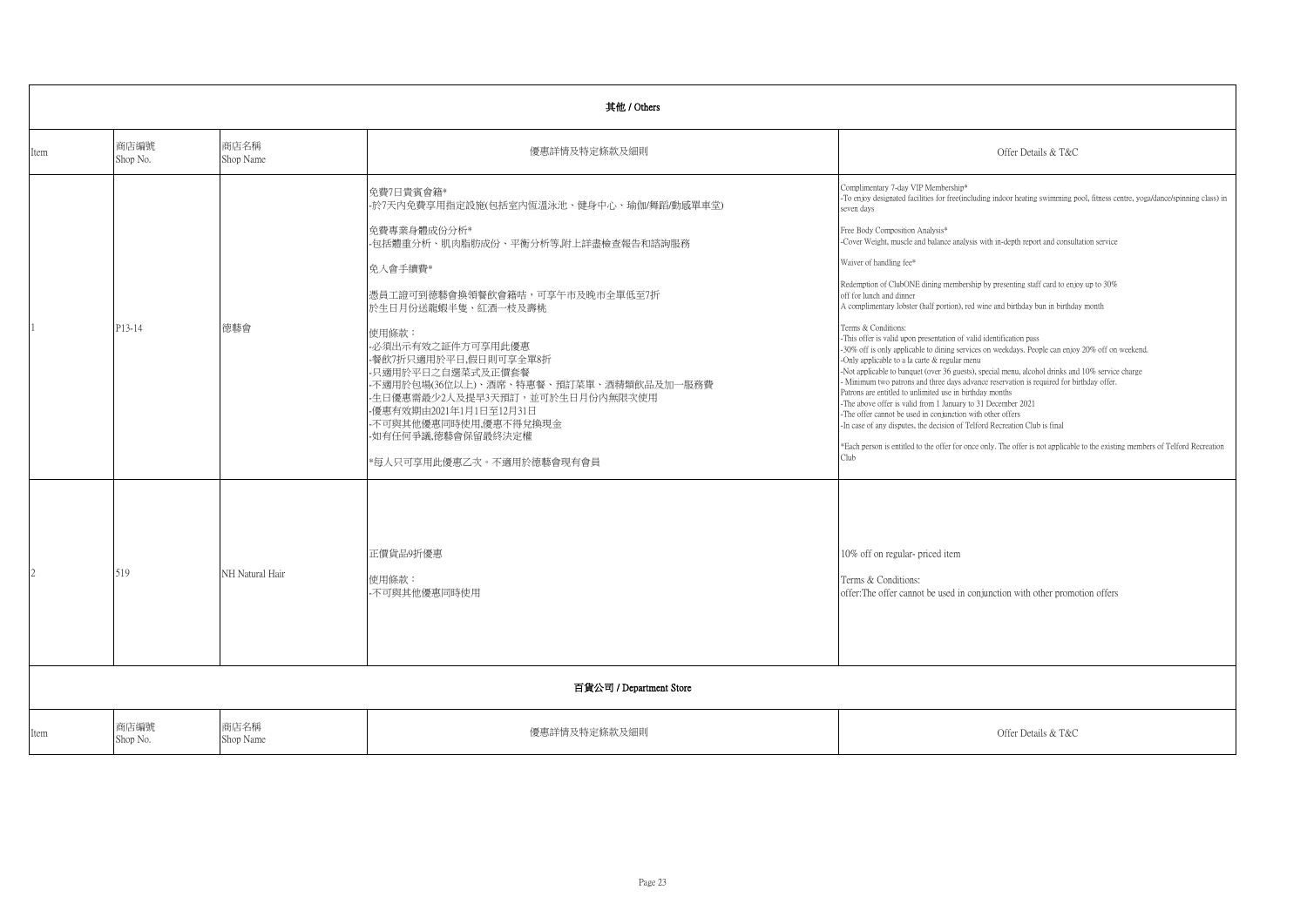## 其他 / Others

| Item | 商店編號<br>Shop No. | 商店名稱<br>Shop Name | 優惠詳情及特定條款及細則 | Offer Details & T&C |
|---|---|---|---|---|
| 1 | P13-14 | 德藝會 | 免費7日貴賓會籍*<br>-於7天內免費享用指定設施(包括室內恆溫泳池、健身中心、瑜伽/舞蹈/動感單車堂)<br><br>免費專業身體成份分析*<br>-包括體重分析、肌肉脂肪成份、平衡分析等,附上詳盡檢查報告和諮詢服務<br><br>免入會手續費*<br><br>憑員工證可到德藝會換領餐飲會籍咭，可享午市及晚市全單低至7折<br>於生日月份送龍蝦半隻、紅酒一枝及壽桃<br><br>使用條款：<br>-必須出示有效之証件方可享用此優惠<br>-餐飲7折只適用於平日,假日則可享全單8折<br>-只適用於平日之自選菜式及正價套餐<br>-不適用於包場(36位以上)、酒席、特惠餐、預訂菜單、酒精類飲品及加一服務費<br>-生日優惠需最少2人及提早3天預訂，並可於生日月份內無限次使用<br>-優惠有效期由2021年1月1日至12月31日<br>-不可與其他優惠同時使用,優惠不得兌換現金<br>-如有任何爭議,德藝會保留最終決定權<br><br>*每人只可享用此優惠乙次。不適用於德藝會現有會員 | Complimentary 7-day VIP Membership*<br>-To enjoy designated facilities for free(including indoor heating swimming pool, fitness centre, yoga/dance/spinning class) in seven days<br><br>Free Body Composition Analysis*<br>-Cover Weight, muscle and balance analysis with in-depth report and consultation service<br><br>Waiver of handling fee*<br><br>Redemption of ClubONE dining membership by presenting staff card to enjoy up to 30% off for lunch and dinner<br>A complimentary lobster (half portion), red wine and birthday bun in birthday month<br><br>Terms & Conditions:<br>-This offer is valid upon presentation of valid identification pass<br>-30% off is only applicable to dining services on weekdays. People can enjoy 20% off on weekend.<br>-Only applicable to a la carte & regular menu<br>-Not applicable to banquet (over 36 guests), special menu, alcohol drinks and 10% service charge<br>- Minimum two patrons and three days advance reservation is required for birthday offer. Patrons are entitled to unlimited use in birthday months<br>-The above offer is valid from 1 January to 31 December 2021<br>-The offer cannot be used in conjunction with other offers<br>-In case of any disputes, the decision of Telford Recreation Club is final<br><br>*Each person is entitled to the offer for once only. The offer is not applicable to the existing members of Telford Recreation Club |
| 2 | 519 | NH Natural Hair | 正價貨品9折優惠<br><br>使用條款：<br>-不可與其他優惠同時使用 | 10% off on regular- priced item<br><br>Terms & Conditions:<br>offer:The offer cannot be used in conjunction with other promotion offers |

## 百貨公司 / Department Store

| Item | 商店編號<br>Shop No. | 商店名稱<br>Shop Name | 優惠詳情及特定條款及細則 | Offer Details & T&C |
|---|---|---|---|---|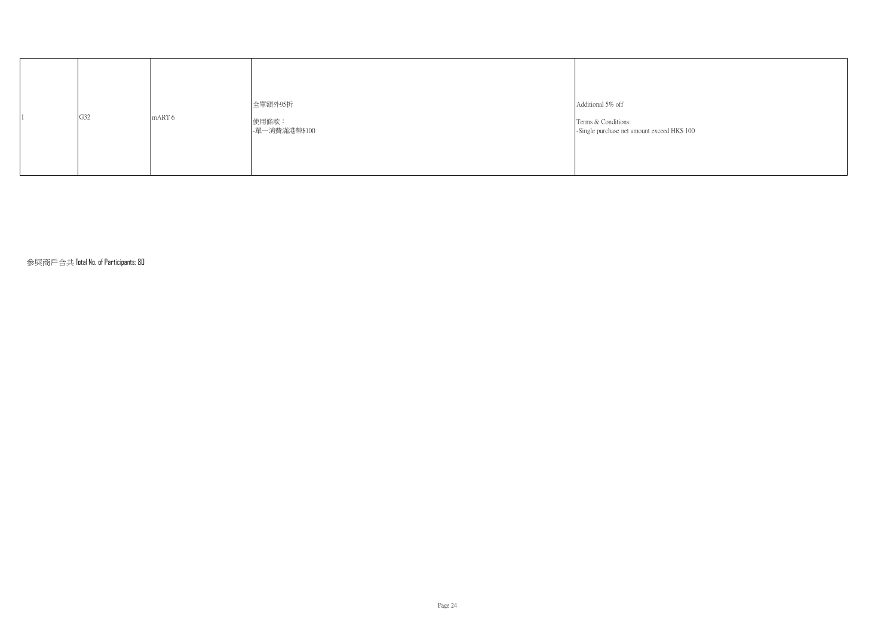| | | | | |
|---|---|---|---|---|
| 1 | G32 | mART 6 | 全單額外95折<br><br>使用條款：<br>-單一消費滿港幣$100 | Additional 5% off<br><br>Terms & Conditions:<br>-Single purchase net amount exceed HK$ 100 |

參與商戶合共 Total No. of Participants: 80